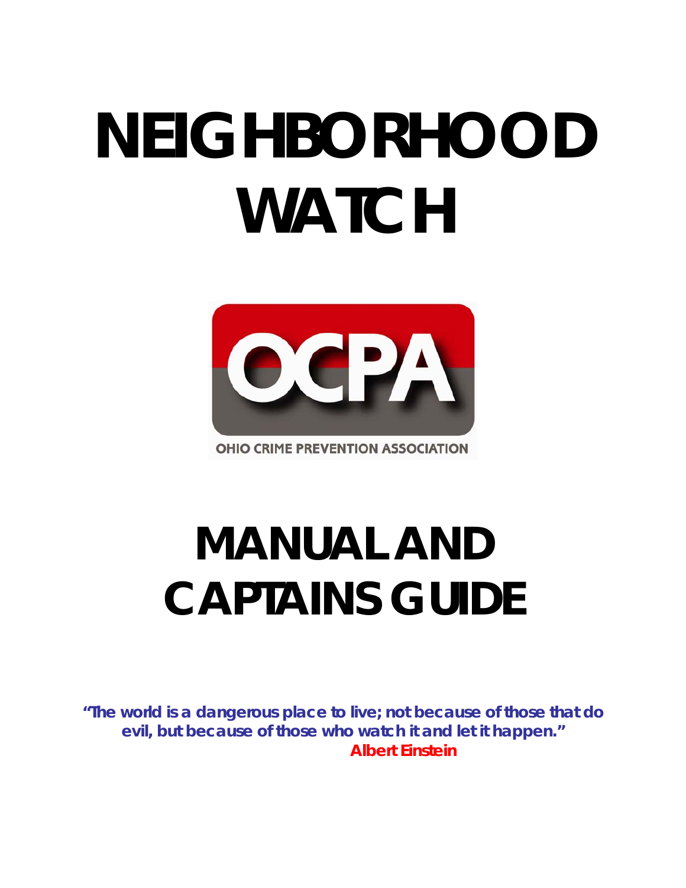# NEIGHBORHOOD WATCH

OCPA

OHIO CRIME PREVENTION ASSOCIATION

# MANUAL AND CAPTAINS GUIDE

***"The world is a dangerous place to live; not because of those that do evil, but because of those who watch it and let it happen."***

**Albert Einstein**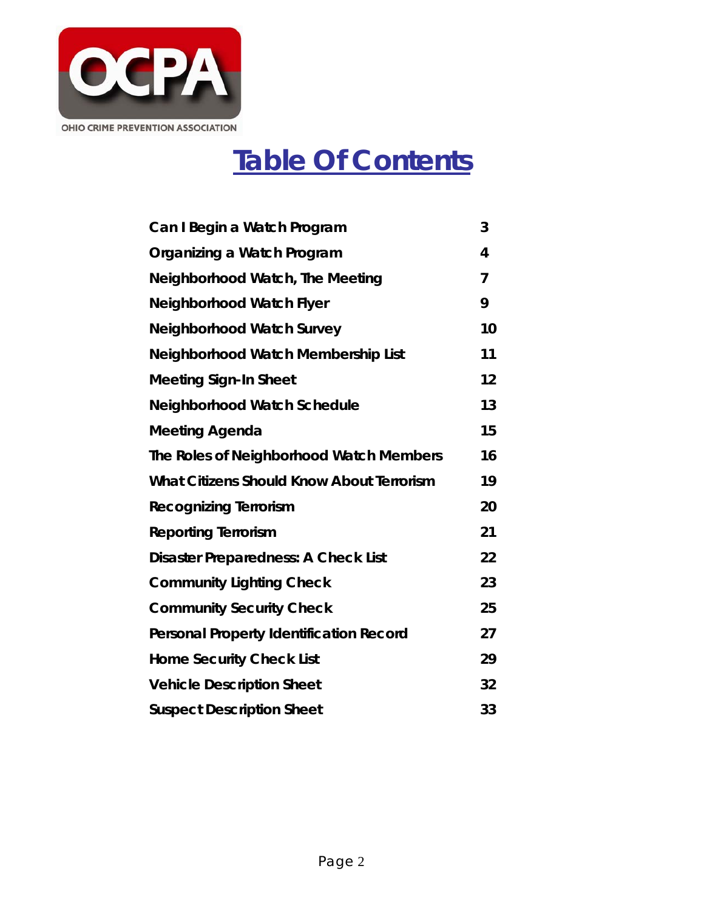OCPA

OHIO CRIME PREVENTION ASSOCIATION

# Table Of Contents

| | |
|---|---|
| Can I Begin a Watch Program | 3 |
| Organizing a Watch Program | 4 |
| Neighborhood Watch, The Meeting | 7 |
| Neighborhood Watch Flyer | 9 |
| Neighborhood Watch Survey | 10 |
| Neighborhood Watch Membership List | 11 |
| Meeting Sign-In Sheet | 12 |
| Neighborhood Watch Schedule | 13 |
| Meeting Agenda | 15 |
| The Roles of Neighborhood Watch Members | 16 |
| What Citizens Should Know About Terrorism | 19 |
| Recognizing Terrorism | 20 |
| Reporting Terrorism | 21 |
| Disaster Preparedness: A Check List | 22 |
| Community Lighting Check | 23 |
| Community Security Check | 25 |
| Personal Property Identification Record | 27 |
| Home Security Check List | 29 |
| Vehicle Description Sheet | 32 |
| Suspect Description Sheet | 33 |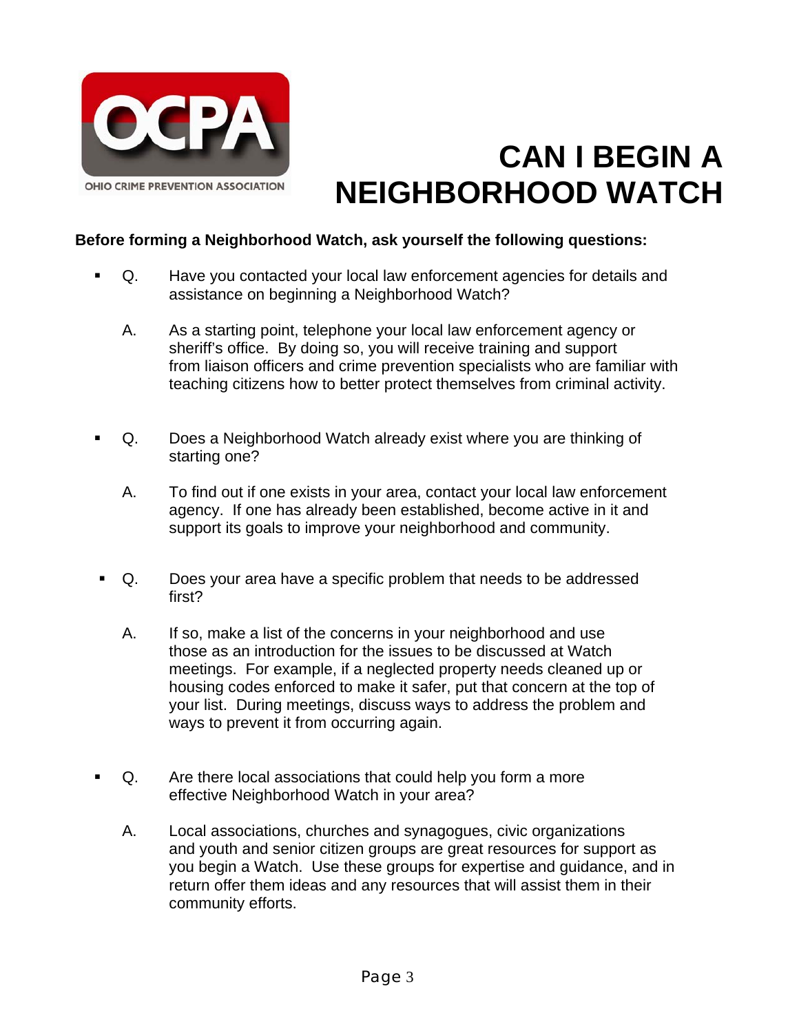# CAN I BEGIN A NEIGHBORHOOD WATCH

**Before forming a Neighborhood Watch, ask yourself the following questions:**

- Q. Have you contacted your local law enforcement agencies for details and assistance on beginning a Neighborhood Watch?

  A. As a starting point, telephone your local law enforcement agency or sheriff's office. By doing so, you will receive training and support from liaison officers and crime prevention specialists who are familiar with teaching citizens how to better protect themselves from criminal activity.

- Q. Does a Neighborhood Watch already exist where you are thinking of starting one?

  A. To find out if one exists in your area, contact your local law enforcement agency. If one has already been established, become active in it and support its goals to improve your neighborhood and community.

- Q. Does your area have a specific problem that needs to be addressed first?

  A. If so, make a list of the concerns in your neighborhood and use those as an introduction for the issues to be discussed at Watch meetings. For example, if a neglected property needs cleaned up or housing codes enforced to make it safer, put that concern at the top of your list. During meetings, discuss ways to address the problem and ways to prevent it from occurring again.

- Q. Are there local associations that could help you form a more effective Neighborhood Watch in your area?

  A. Local associations, churches and synagogues, civic organizations and youth and senior citizen groups are great resources for support as you begin a Watch. Use these groups for expertise and guidance, and in return offer them ideas and any resources that will assist them in their community efforts.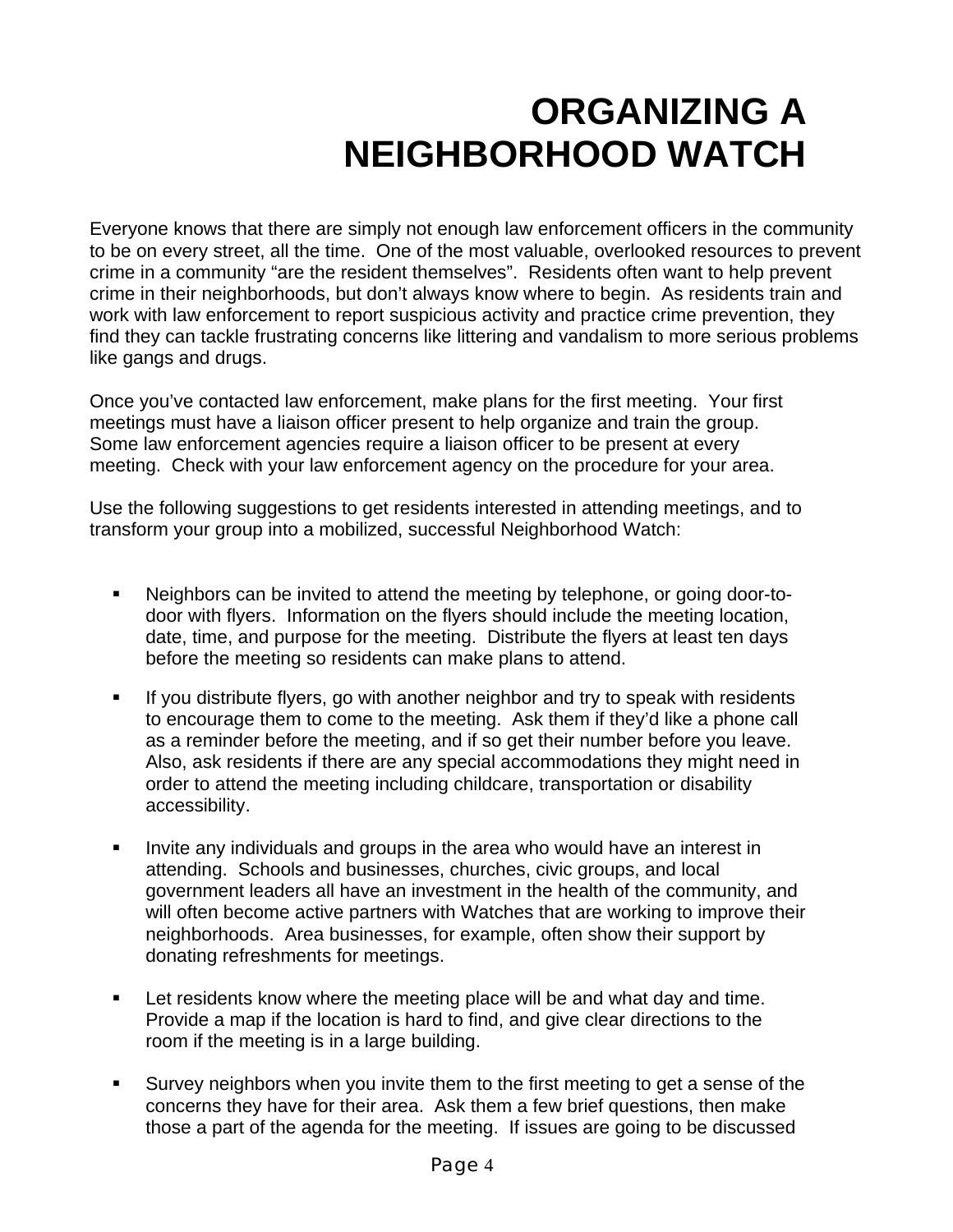# ORGANIZING A NEIGHBORHOOD WATCH

Everyone knows that there are simply not enough law enforcement officers in the community to be on every street, all the time. One of the most valuable, overlooked resources to prevent crime in a community "are the resident themselves". Residents often want to help prevent crime in their neighborhoods, but don't always know where to begin. As residents train and work with law enforcement to report suspicious activity and practice crime prevention, they find they can tackle frustrating concerns like littering and vandalism to more serious problems like gangs and drugs.

Once you've contacted law enforcement, make plans for the first meeting. Your first meetings must have a liaison officer present to help organize and train the group. Some law enforcement agencies require a liaison officer to be present at every meeting. Check with your law enforcement agency on the procedure for your area.

Use the following suggestions to get residents interested in attending meetings, and to transform your group into a mobilized, successful Neighborhood Watch:

- Neighbors can be invited to attend the meeting by telephone, or going door-to-door with flyers. Information on the flyers should include the meeting location, date, time, and purpose for the meeting. Distribute the flyers at least ten days before the meeting so residents can make plans to attend.

- If you distribute flyers, go with another neighbor and try to speak with residents to encourage them to come to the meeting. Ask them if they'd like a phone call as a reminder before the meeting, and if so get their number before you leave. Also, ask residents if there are any special accommodations they might need in order to attend the meeting including childcare, transportation or disability accessibility.

- Invite any individuals and groups in the area who would have an interest in attending. Schools and businesses, churches, civic groups, and local government leaders all have an investment in the health of the community, and will often become active partners with Watches that are working to improve their neighborhoods. Area businesses, for example, often show their support by donating refreshments for meetings.

- Let residents know where the meeting place will be and what day and time. Provide a map if the location is hard to find, and give clear directions to the room if the meeting is in a large building.

- Survey neighbors when you invite them to the first meeting to get a sense of the concerns they have for their area. Ask them a few brief questions, then make those a part of the agenda for the meeting. If issues are going to be discussed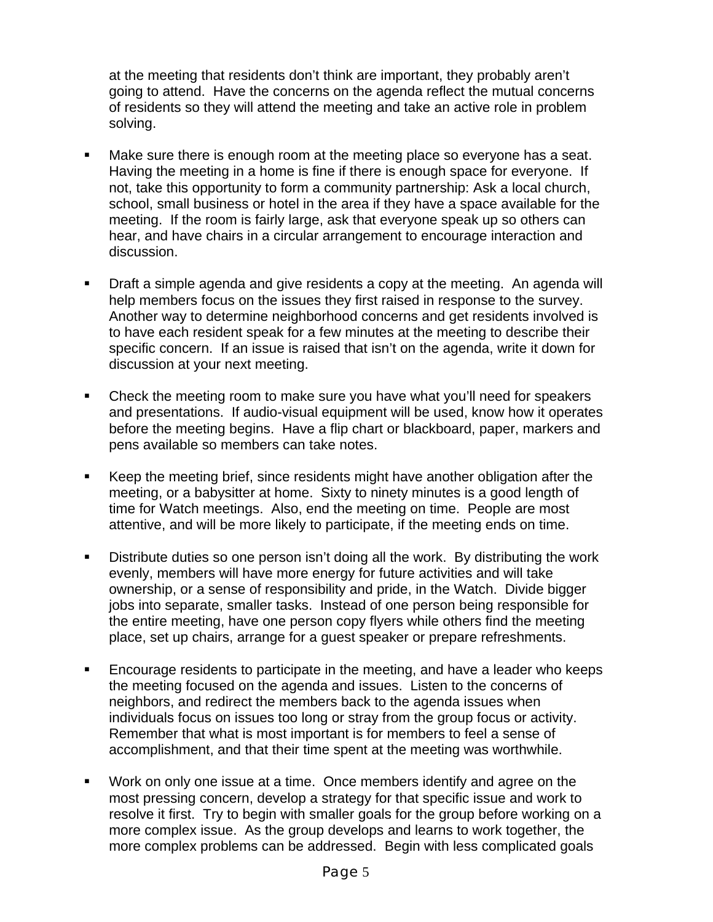at the meeting that residents don't think are important, they probably aren't going to attend. Have the concerns on the agenda reflect the mutual concerns of residents so they will attend the meeting and take an active role in problem solving.

- Make sure there is enough room at the meeting place so everyone has a seat. Having the meeting in a home is fine if there is enough space for everyone. If not, take this opportunity to form a community partnership: Ask a local church, school, small business or hotel in the area if they have a space available for the meeting. If the room is fairly large, ask that everyone speak up so others can hear, and have chairs in a circular arrangement to encourage interaction and discussion.

- Draft a simple agenda and give residents a copy at the meeting. An agenda will help members focus on the issues they first raised in response to the survey. Another way to determine neighborhood concerns and get residents involved is to have each resident speak for a few minutes at the meeting to describe their specific concern. If an issue is raised that isn't on the agenda, write it down for discussion at your next meeting.

- Check the meeting room to make sure you have what you'll need for speakers and presentations. If audio-visual equipment will be used, know how it operates before the meeting begins. Have a flip chart or blackboard, paper, markers and pens available so members can take notes.

- Keep the meeting brief, since residents might have another obligation after the meeting, or a babysitter at home. Sixty to ninety minutes is a good length of time for Watch meetings. Also, end the meeting on time. People are most attentive, and will be more likely to participate, if the meeting ends on time.

- Distribute duties so one person isn't doing all the work. By distributing the work evenly, members will have more energy for future activities and will take ownership, or a sense of responsibility and pride, in the Watch. Divide bigger jobs into separate, smaller tasks. Instead of one person being responsible for the entire meeting, have one person copy flyers while others find the meeting place, set up chairs, arrange for a guest speaker or prepare refreshments.

- Encourage residents to participate in the meeting, and have a leader who keeps the meeting focused on the agenda and issues. Listen to the concerns of neighbors, and redirect the members back to the agenda issues when individuals focus on issues too long or stray from the group focus or activity. Remember that what is most important is for members to feel a sense of accomplishment, and that their time spent at the meeting was worthwhile.

- Work on only one issue at a time. Once members identify and agree on the most pressing concern, develop a strategy for that specific issue and work to resolve it first. Try to begin with smaller goals for the group before working on a more complex issue. As the group develops and learns to work together, the more complex problems can be addressed. Begin with less complicated goals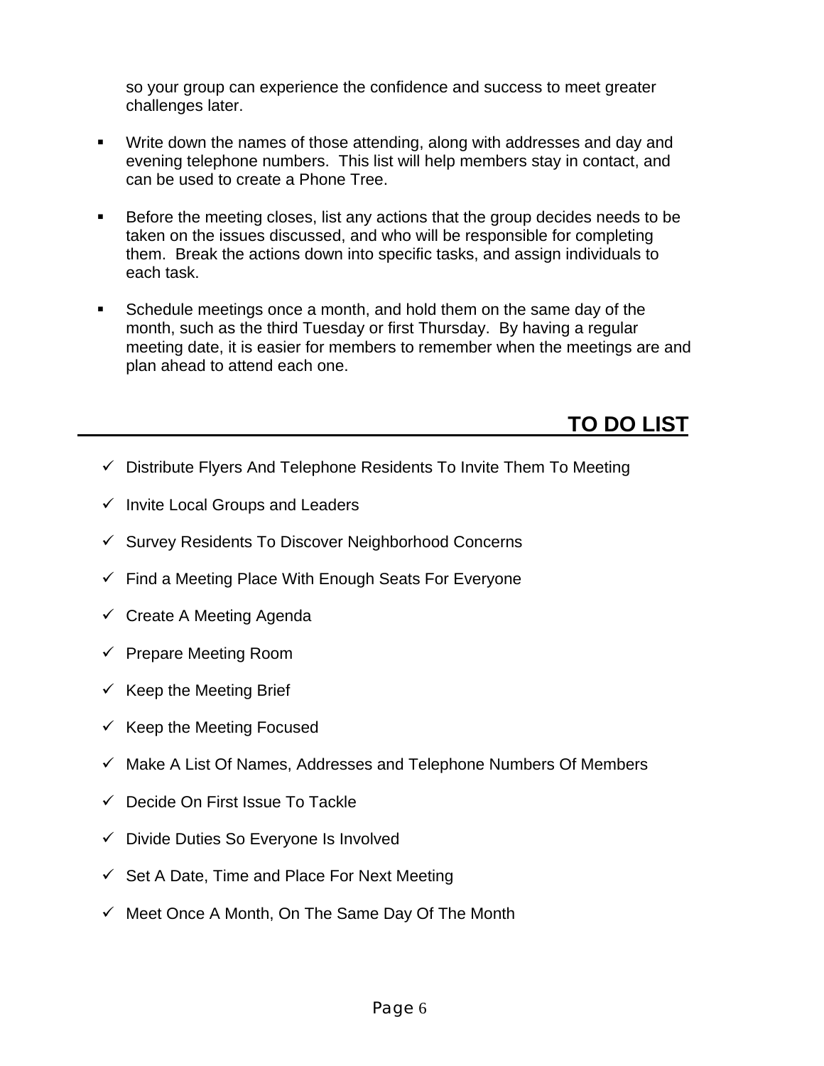so your group can experience the confidence and success to meet greater challenges later.

- Write down the names of those attending, along with addresses and day and evening telephone numbers. This list will help members stay in contact, and can be used to create a Phone Tree.

- Before the meeting closes, list any actions that the group decides needs to be taken on the issues discussed, and who will be responsible for completing them. Break the actions down into specific tasks, and assign individuals to each task.

- Schedule meetings once a month, and hold them on the same day of the month, such as the third Tuesday or first Thursday. By having a regular meeting date, it is easier for members to remember when the meetings are and plan ahead to attend each one.

## TO DO LIST

- ✓ Distribute Flyers And Telephone Residents To Invite Them To Meeting
- ✓ Invite Local Groups and Leaders
- ✓ Survey Residents To Discover Neighborhood Concerns
- ✓ Find a Meeting Place With Enough Seats For Everyone
- ✓ Create A Meeting Agenda
- ✓ Prepare Meeting Room
- ✓ Keep the Meeting Brief
- ✓ Keep the Meeting Focused
- ✓ Make A List Of Names, Addresses and Telephone Numbers Of Members
- ✓ Decide On First Issue To Tackle
- ✓ Divide Duties So Everyone Is Involved
- ✓ Set A Date, Time and Place For Next Meeting
- ✓ Meet Once A Month, On The Same Day Of The Month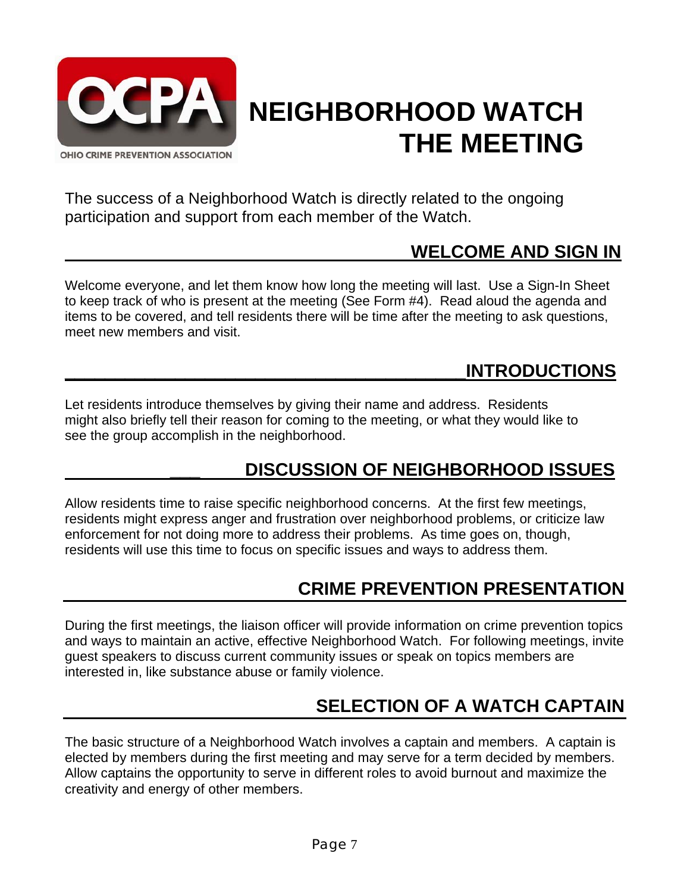OHIO CRIME PREVENTION ASSOCIATION

# NEIGHBORHOOD WATCH THE MEETING

The success of a Neighborhood Watch is directly related to the ongoing participation and support from each member of the Watch.

## WELCOME AND SIGN IN

Welcome everyone, and let them know how long the meeting will last. Use a Sign-In Sheet to keep track of who is present at the meeting (See Form #4). Read aloud the agenda and items to be covered, and tell residents there will be time after the meeting to ask questions, meet new members and visit.

## INTRODUCTIONS

Let residents introduce themselves by giving their name and address. Residents might also briefly tell their reason for coming to the meeting, or what they would like to see the group accomplish in the neighborhood.

## DISCUSSION OF NEIGHBORHOOD ISSUES

Allow residents time to raise specific neighborhood concerns. At the first few meetings, residents might express anger and frustration over neighborhood problems, or criticize law enforcement for not doing more to address their problems. As time goes on, though, residents will use this time to focus on specific issues and ways to address them.

## CRIME PREVENTION PRESENTATION

During the first meetings, the liaison officer will provide information on crime prevention topics and ways to maintain an active, effective Neighborhood Watch. For following meetings, invite guest speakers to discuss current community issues or speak on topics members are interested in, like substance abuse or family violence.

## SELECTION OF A WATCH CAPTAIN

The basic structure of a Neighborhood Watch involves a captain and members. A captain is elected by members during the first meeting and may serve for a term decided by members. Allow captains the opportunity to serve in different roles to avoid burnout and maximize the creativity and energy of other members.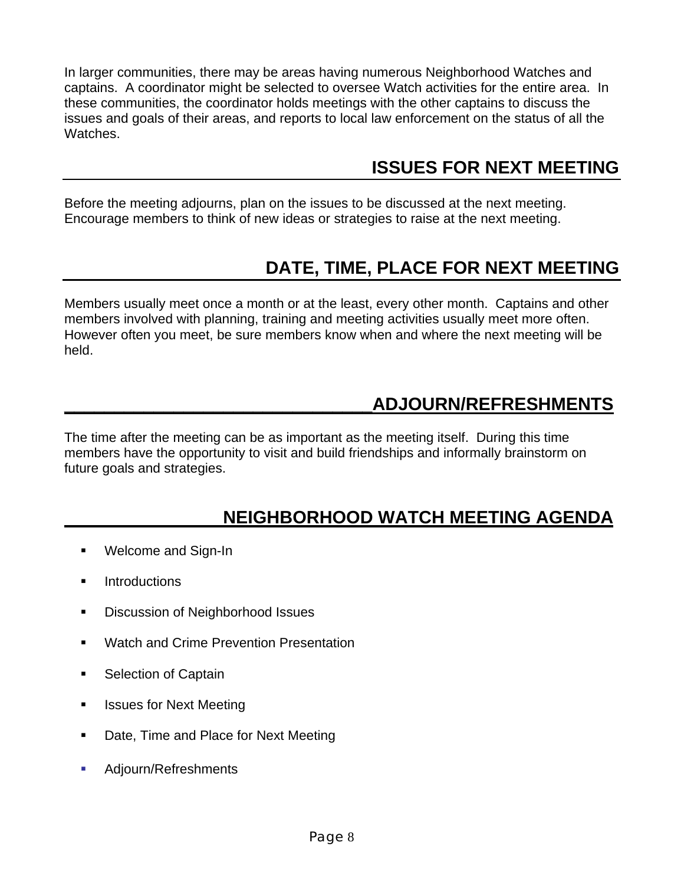In larger communities, there may be areas having numerous Neighborhood Watches and captains. A coordinator might be selected to oversee Watch activities for the entire area. In these communities, the coordinator holds meetings with the other captains to discuss the issues and goals of their areas, and reports to local law enforcement on the status of all the Watches.

## ISSUES FOR NEXT MEETING

Before the meeting adjourns, plan on the issues to be discussed at the next meeting. Encourage members to think of new ideas or strategies to raise at the next meeting.

## DATE, TIME, PLACE FOR NEXT MEETING

Members usually meet once a month or at the least, every other month. Captains and other members involved with planning, training and meeting activities usually meet more often. However often you meet, be sure members know when and where the next meeting will be held.

## ADJOURN/REFRESHMENTS

The time after the meeting can be as important as the meeting itself. During this time members have the opportunity to visit and build friendships and informally brainstorm on future goals and strategies.

## NEIGHBORHOOD WATCH MEETING AGENDA

- Welcome and Sign-In
- Introductions
- Discussion of Neighborhood Issues
- Watch and Crime Prevention Presentation
- Selection of Captain
- Issues for Next Meeting
- Date, Time and Place for Next Meeting
- Adjourn/Refreshments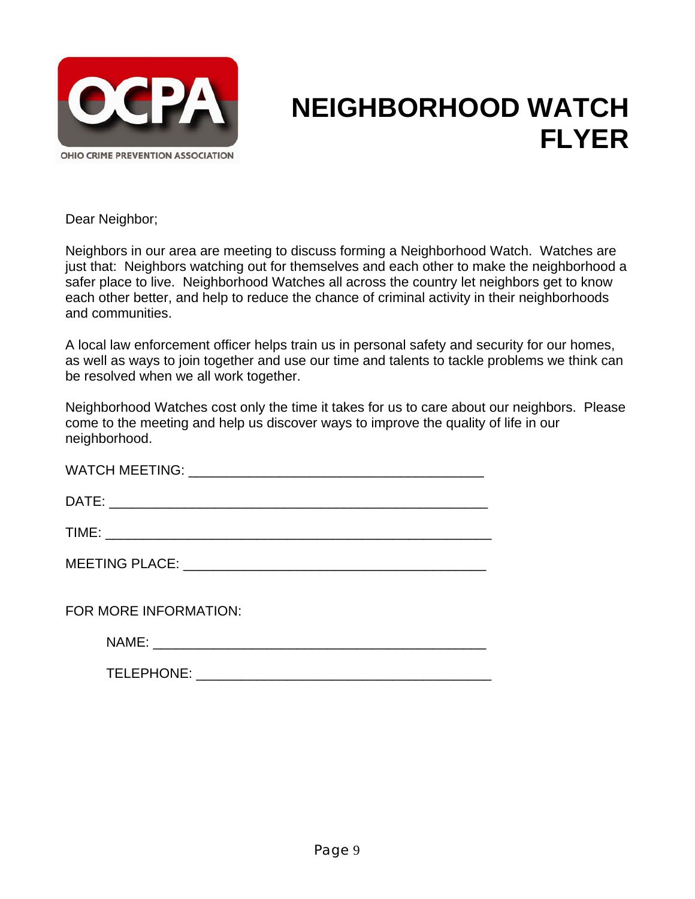OCPA
OHIO CRIME PREVENTION ASSOCIATION

# NEIGHBORHOOD WATCH FLYER

Dear Neighbor;

Neighbors in our area are meeting to discuss forming a Neighborhood Watch. Watches are just that: Neighbors watching out for themselves and each other to make the neighborhood a safer place to live. Neighborhood Watches all across the country let neighbors get to know each other better, and help to reduce the chance of criminal activity in their neighborhoods and communities.

A local law enforcement officer helps train us in personal safety and security for our homes, as well as ways to join together and use our time and talents to tackle problems we think can be resolved when we all work together.

Neighborhood Watches cost only the time it takes for us to care about our neighbors. Please come to the meeting and help us discover ways to improve the quality of life in our neighborhood.

WATCH MEETING: _______________________________________

DATE: ___________________________________________________

TIME: ____________________________________________________

MEETING PLACE: ________________________________________

FOR MORE INFORMATION:

NAME: ____________________________________________

TELEPHONE: _______________________________________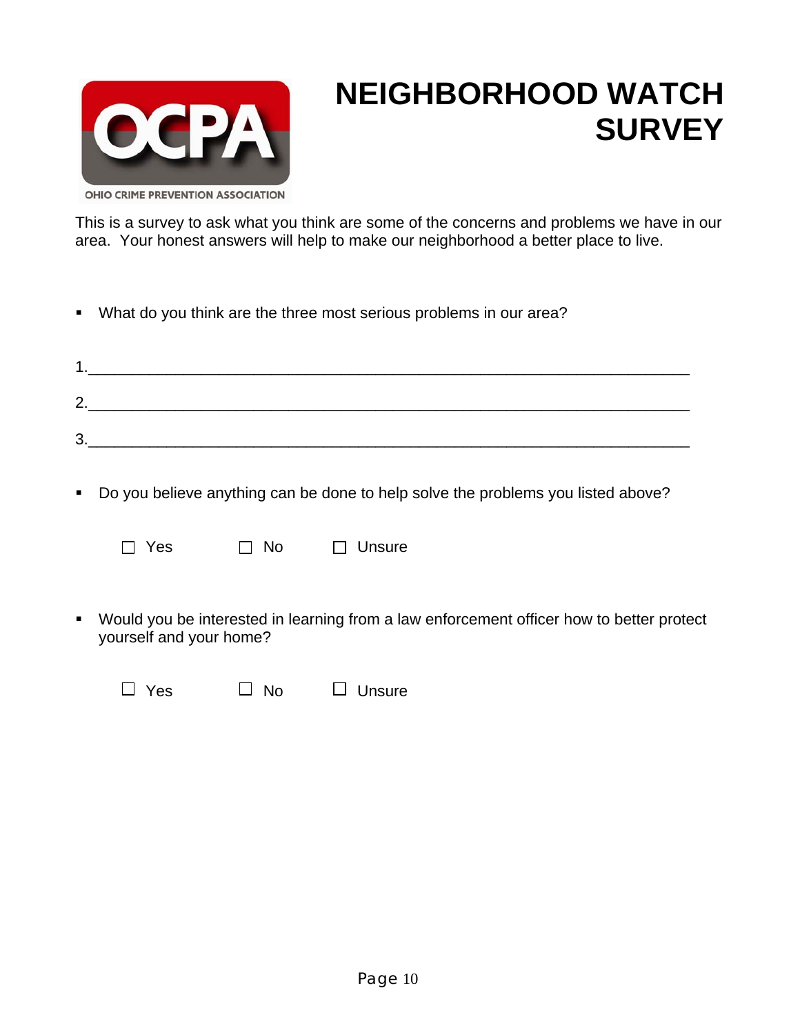OHIO CRIME PREVENTION ASSOCIATION

# NEIGHBORHOOD WATCH SURVEY

This is a survey to ask what you think are some of the concerns and problems we have in our area. Your honest answers will help to make our neighborhood a better place to live.

- What do you think are the three most serious problems in our area?

1.________________________________________________________________

2.________________________________________________________________

3.________________________________________________________________

- Do you believe anything can be done to help solve the problems you listed above?

☐ Yes ☐ No ☐ Unsure

- Would you be interested in learning from a law enforcement officer how to better protect yourself and your home?

☐ Yes ☐ No ☐ Unsure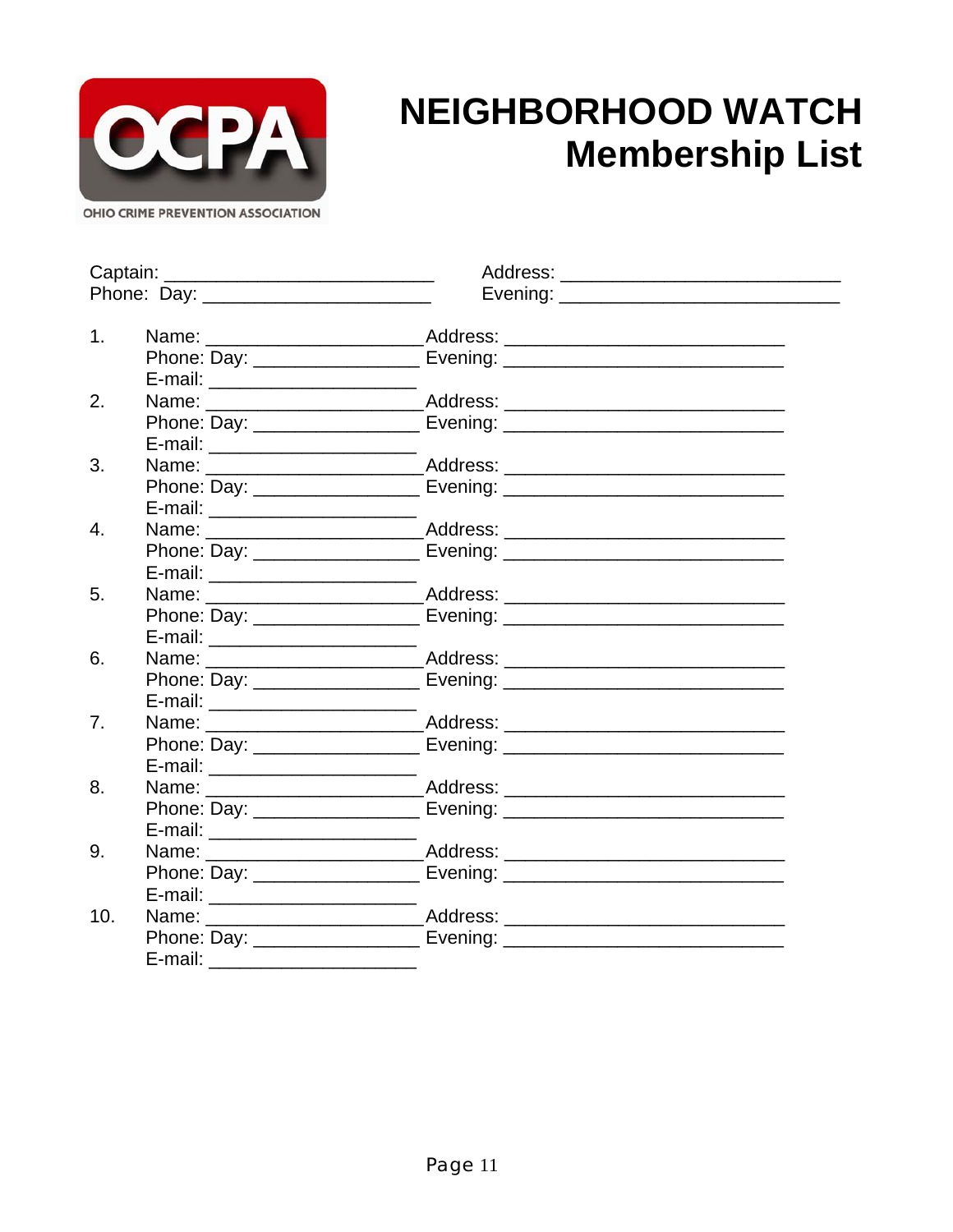OCPA
OHIO CRIME PREVENTION ASSOCIATION

# NEIGHBORHOOD WATCH Membership List

Captain: ___________________________ Address: ____________________________
Phone: Day: _______________________ Evening: ____________________________

1. Name: _____________________ Address: ____________________________
   Phone: Day: ________________ Evening: ____________________________
   E-mail: ____________________

2. Name: _____________________ Address: ____________________________
   Phone: Day: ________________ Evening: ____________________________
   E-mail: ____________________

3. Name: _____________________ Address: ____________________________
   Phone: Day: ________________ Evening: ____________________________
   E-mail: ____________________

4. Name: _____________________ Address: ____________________________
   Phone: Day: ________________ Evening: ____________________________
   E-mail: ____________________

5. Name: _____________________ Address: ____________________________
   Phone: Day: ________________ Evening: ____________________________
   E-mail: ____________________

6. Name: _____________________ Address: ____________________________
   Phone: Day: ________________ Evening: ____________________________
   E-mail: ____________________

7. Name: _____________________ Address: ____________________________
   Phone: Day: ________________ Evening: ____________________________
   E-mail: ____________________

8. Name: _____________________ Address: ____________________________
   Phone: Day: ________________ Evening: ____________________________
   E-mail: ____________________

9. Name: _____________________ Address: ____________________________
   Phone: Day: ________________ Evening: ____________________________
   E-mail: ____________________

10. Name: _____________________ Address: ____________________________
    Phone: Day: ________________ Evening: ____________________________
    E-mail: ____________________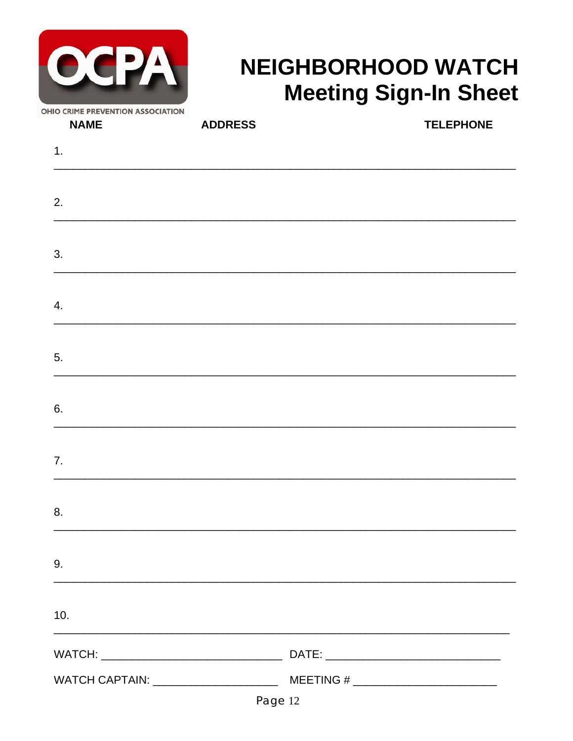OCPA

OHIO CRIME PREVENTION ASSOCIATION

# NEIGHBORHOOD WATCH
## Meeting Sign-In Sheet

| NAME | ADDRESS | TELEPHONE |
| --- | --- | --- |
| 1. | | |
| 2. | | |
| 3. | | |
| 4. | | |
| 5. | | |
| 6. | | |
| 7. | | |
| 8. | | |
| 9. | | |
| 10. | | |

WATCH: ____________________________ DATE: ____________________________

WATCH CAPTAIN: ____________________ MEETING # _______________________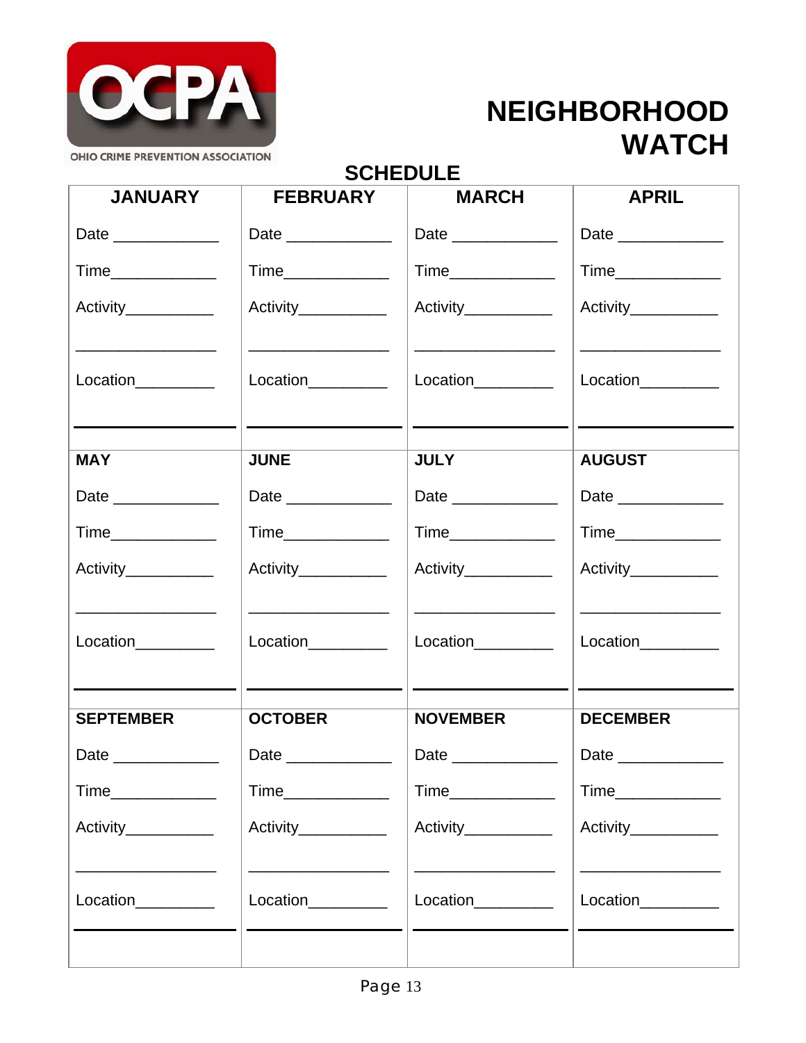OHIO CRIME PREVENTION ASSOCIATION

# NEIGHBORHOOD WATCH

## SCHEDULE

| JANUARY | FEBRUARY | MARCH | APRIL |
|---|---|---|---|
| Date ____________ | Date ____________ | Date ____________ | Date ____________ |
| Time____________ | Time____________ | Time____________ | Time____________ |
| Activity__________ | Activity__________ | Activity__________ | Activity__________ |
| ________________ | ________________ | ________________ | ________________ |
| Location_________ | Location_________ | Location_________ | Location_________ |
| ________________ | ________________ | ________________ | ________________ |
| **MAY** | **JUNE** | **JULY** | **AUGUST** |
| Date ____________ | Date ____________ | Date ____________ | Date ____________ |
| Time____________ | Time____________ | Time____________ | Time____________ |
| Activity__________ | Activity__________ | Activity__________ | Activity__________ |
| ________________ | ________________ | ________________ | ________________ |
| Location_________ | Location_________ | Location_________ | Location_________ |
| ________________ | ________________ | ________________ | ________________ |
| **SEPTEMBER** | **OCTOBER** | **NOVEMBER** | **DECEMBER** |
| Date ____________ | Date ____________ | Date ____________ | Date ____________ |
| Time____________ | Time____________ | Time____________ | Time____________ |
| Activity__________ | Activity__________ | Activity__________ | Activity__________ |
| ________________ | ________________ | ________________ | ________________ |
| Location_________ | Location_________ | Location_________ | Location_________ |
| ________________ | ________________ | ________________ | ________________ |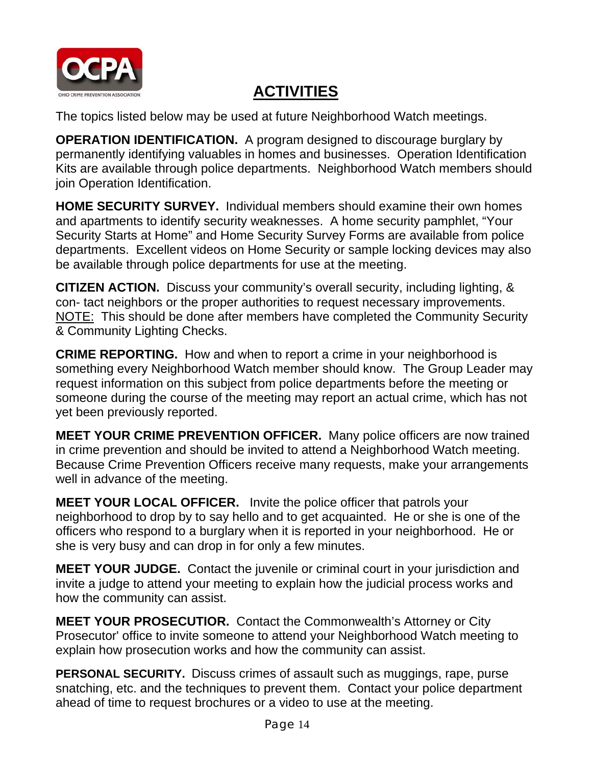OCPA

OHIO CRIME PREVENTION ASSOCIATION

# ACTIVITIES

The topics listed below may be used at future Neighborhood Watch meetings.

**OPERATION IDENTIFICATION.** A program designed to discourage burglary by permanently identifying valuables in homes and businesses. Operation Identification Kits are available through police departments. Neighborhood Watch members should join Operation Identification.

**HOME SECURITY SURVEY.** Individual members should examine their own homes and apartments to identify security weaknesses. A home security pamphlet, "Your Security Starts at Home" and Home Security Survey Forms are available from police departments. Excellent videos on Home Security or sample locking devices may also be available through police departments for use at the meeting.

**CITIZEN ACTION.** Discuss your community's overall security, including lighting, & con- tact neighbors or the proper authorities to request necessary improvements. <u>NOTE:</u> This should be done after members have completed the Community Security & Community Lighting Checks.

**CRIME REPORTING.** How and when to report a crime in your neighborhood is something every Neighborhood Watch member should know. The Group Leader may request information on this subject from police departments before the meeting or someone during the course of the meeting may report an actual crime, which has not yet been previously reported.

**MEET YOUR CRIME PREVENTION OFFICER.** Many police officers are now trained in crime prevention and should be invited to attend a Neighborhood Watch meeting. Because Crime Prevention Officers receive many requests, make your arrangements well in advance of the meeting.

**MEET YOUR LOCAL OFFICER.** Invite the police officer that patrols your neighborhood to drop by to say hello and to get acquainted. He or she is one of the officers who respond to a burglary when it is reported in your neighborhood. He or she is very busy and can drop in for only a few minutes.

**MEET YOUR JUDGE.** Contact the juvenile or criminal court in your jurisdiction and invite a judge to attend your meeting to explain how the judicial process works and how the community can assist.

**MEET YOUR PROSECUTIOR.** Contact the Commonwealth's Attorney or City Prosecutor' office to invite someone to attend your Neighborhood Watch meeting to explain how prosecution works and how the community can assist.

**PERSONAL SECURITY.** Discuss crimes of assault such as muggings, rape, purse snatching, etc. and the techniques to prevent them. Contact your police department ahead of time to request brochures or a video to use at the meeting.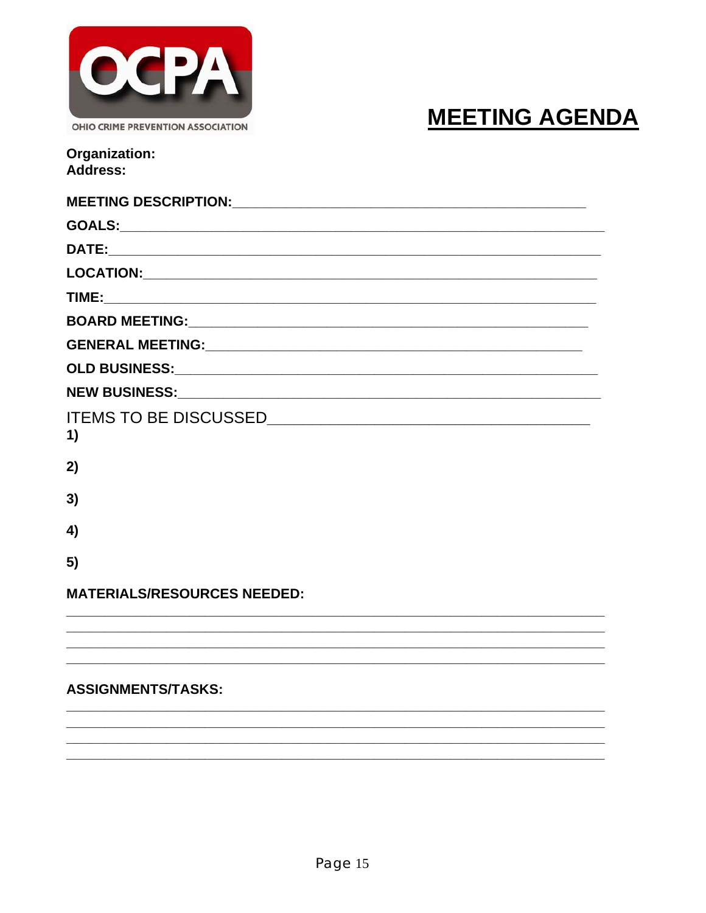OHIO CRIME PREVENTION ASSOCIATION

# MEETING AGENDA

**Organization:**
**Address:**

**MEETING DESCRIPTION:**\_\_\_\_\_\_\_\_\_\_\_\_\_\_\_\_\_\_\_\_\_\_\_\_\_\_\_\_\_\_\_\_\_\_\_\_\_\_\_\_\_\_\_\_

**GOALS:**\_\_\_\_\_\_\_\_\_\_\_\_\_\_\_\_\_\_\_\_\_\_\_\_\_\_\_\_\_\_\_\_\_\_\_\_\_\_\_\_\_\_\_\_\_\_\_\_\_\_\_\_\_\_\_\_

**DATE:**\_\_\_\_\_\_\_\_\_\_\_\_\_\_\_\_\_\_\_\_\_\_\_\_\_\_\_\_\_\_\_\_\_\_\_\_\_\_\_\_\_\_\_\_\_\_\_\_\_\_\_\_\_\_\_\_\_

**LOCATION:**\_\_\_\_\_\_\_\_\_\_\_\_\_\_\_\_\_\_\_\_\_\_\_\_\_\_\_\_\_\_\_\_\_\_\_\_\_\_\_\_\_\_\_\_\_\_\_\_\_\_\_\_

**TIME:**\_\_\_\_\_\_\_\_\_\_\_\_\_\_\_\_\_\_\_\_\_\_\_\_\_\_\_\_\_\_\_\_\_\_\_\_\_\_\_\_\_\_\_\_\_\_\_\_\_\_\_\_\_\_\_\_\_

**BOARD MEETING:**\_\_\_\_\_\_\_\_\_\_\_\_\_\_\_\_\_\_\_\_\_\_\_\_\_\_\_\_\_\_\_\_\_\_\_\_\_\_\_\_\_\_\_\_\_\_\_\_

**GENERAL MEETING:**\_\_\_\_\_\_\_\_\_\_\_\_\_\_\_\_\_\_\_\_\_\_\_\_\_\_\_\_\_\_\_\_\_\_\_\_\_\_\_\_\_\_\_\_\_

**OLD BUSINESS:**\_\_\_\_\_\_\_\_\_\_\_\_\_\_\_\_\_\_\_\_\_\_\_\_\_\_\_\_\_\_\_\_\_\_\_\_\_\_\_\_\_\_\_\_\_\_\_\_\_\_

**NEW BUSINESS:**\_\_\_\_\_\_\_\_\_\_\_\_\_\_\_\_\_\_\_\_\_\_\_\_\_\_\_\_\_\_\_\_\_\_\_\_\_\_\_\_\_\_\_\_\_\_\_\_\_\_

ITEMS TO BE DISCUSSED\_\_\_\_\_\_\_\_\_\_\_\_\_\_\_\_\_\_\_\_\_\_\_\_\_\_\_\_\_\_\_\_\_\_\_\_\_\_

**1)**

**2)**

**3)**

**4)**

**5)**

**MATERIALS/RESOURCES NEEDED:**

\_\_\_\_\_\_\_\_\_\_\_\_\_\_\_\_\_\_\_\_\_\_\_\_\_\_\_\_\_\_\_\_\_\_\_\_\_\_\_\_\_\_\_\_\_\_\_\_\_\_\_\_\_\_\_\_\_\_\_\_\_\_\_\_\_\_
\_\_\_\_\_\_\_\_\_\_\_\_\_\_\_\_\_\_\_\_\_\_\_\_\_\_\_\_\_\_\_\_\_\_\_\_\_\_\_\_\_\_\_\_\_\_\_\_\_\_\_\_\_\_\_\_\_\_\_\_\_\_\_\_\_\_
\_\_\_\_\_\_\_\_\_\_\_\_\_\_\_\_\_\_\_\_\_\_\_\_\_\_\_\_\_\_\_\_\_\_\_\_\_\_\_\_\_\_\_\_\_\_\_\_\_\_\_\_\_\_\_\_\_\_\_\_\_\_\_\_\_\_
\_\_\_\_\_\_\_\_\_\_\_\_\_\_\_\_\_\_\_\_\_\_\_\_\_\_\_\_\_\_\_\_\_\_\_\_\_\_\_\_\_\_\_\_\_\_\_\_\_\_\_\_\_\_\_\_\_\_\_\_\_\_\_\_\_\_

**ASSIGNMENTS/TASKS:**

\_\_\_\_\_\_\_\_\_\_\_\_\_\_\_\_\_\_\_\_\_\_\_\_\_\_\_\_\_\_\_\_\_\_\_\_\_\_\_\_\_\_\_\_\_\_\_\_\_\_\_\_\_\_\_\_\_\_\_\_\_\_\_\_\_\_
\_\_\_\_\_\_\_\_\_\_\_\_\_\_\_\_\_\_\_\_\_\_\_\_\_\_\_\_\_\_\_\_\_\_\_\_\_\_\_\_\_\_\_\_\_\_\_\_\_\_\_\_\_\_\_\_\_\_\_\_\_\_\_\_\_\_
\_\_\_\_\_\_\_\_\_\_\_\_\_\_\_\_\_\_\_\_\_\_\_\_\_\_\_\_\_\_\_\_\_\_\_\_\_\_\_\_\_\_\_\_\_\_\_\_\_\_\_\_\_\_\_\_\_\_\_\_\_\_\_\_\_\_
\_\_\_\_\_\_\_\_\_\_\_\_\_\_\_\_\_\_\_\_\_\_\_\_\_\_\_\_\_\_\_\_\_\_\_\_\_\_\_\_\_\_\_\_\_\_\_\_\_\_\_\_\_\_\_\_\_\_\_\_\_\_\_\_\_\_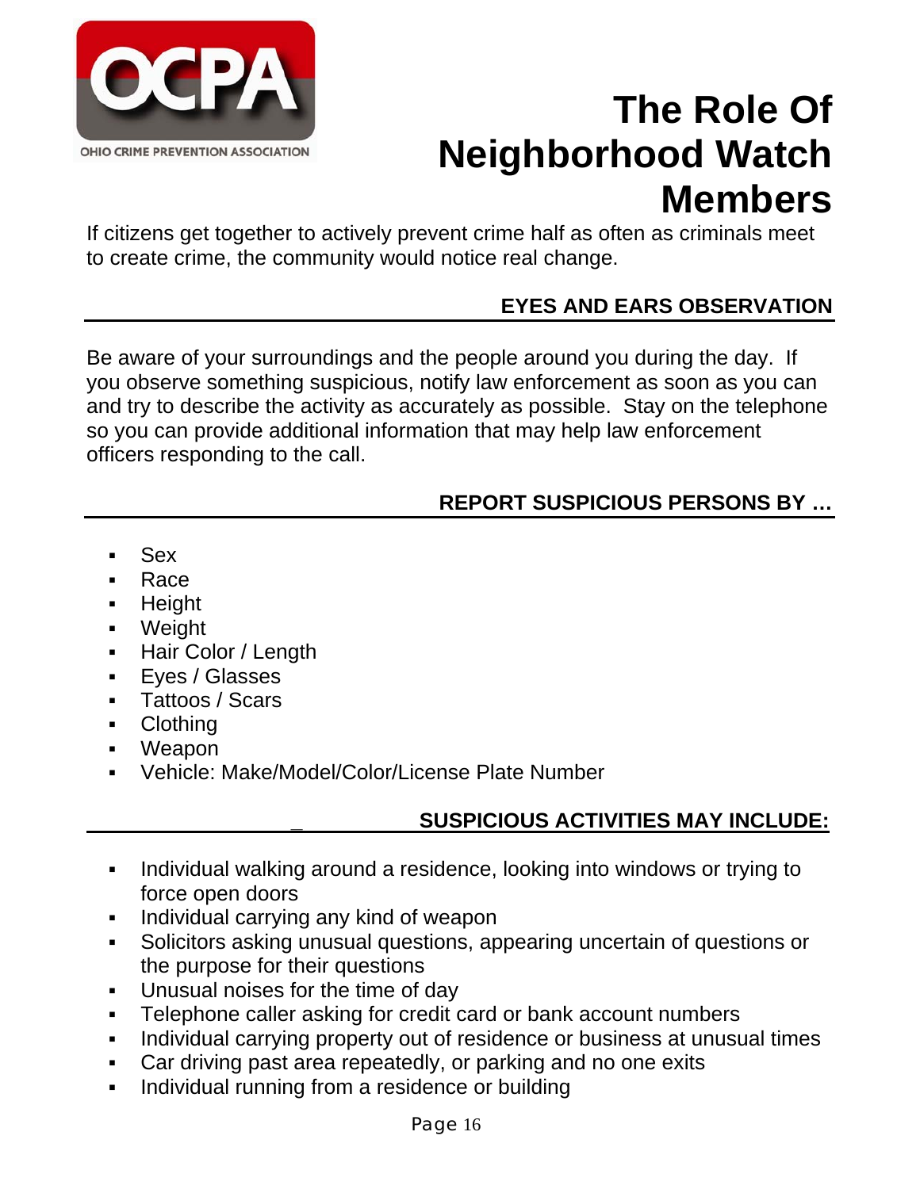OHIO CRIME PREVENTION ASSOCIATION

# The Role Of Neighborhood Watch Members

If citizens get together to actively prevent crime half as often as criminals meet to create crime, the community would notice real change.

## EYES AND EARS OBSERVATION

Be aware of your surroundings and the people around you during the day. If you observe something suspicious, notify law enforcement as soon as you can and try to describe the activity as accurately as possible. Stay on the telephone so you can provide additional information that may help law enforcement officers responding to the call.

## REPORT SUSPICIOUS PERSONS BY …

- Sex
- Race
- Height
- Weight
- Hair Color / Length
- Eyes / Glasses
- Tattoos / Scars
- Clothing
- Weapon
- Vehicle: Make/Model/Color/License Plate Number

## SUSPICIOUS ACTIVITIES MAY INCLUDE:

- Individual walking around a residence, looking into windows or trying to force open doors
- Individual carrying any kind of weapon
- Solicitors asking unusual questions, appearing uncertain of questions or the purpose for their questions
- Unusual noises for the time of day
- Telephone caller asking for credit card or bank account numbers
- Individual carrying property out of residence or business at unusual times
- Car driving past area repeatedly, or parking and no one exits
- Individual running from a residence or building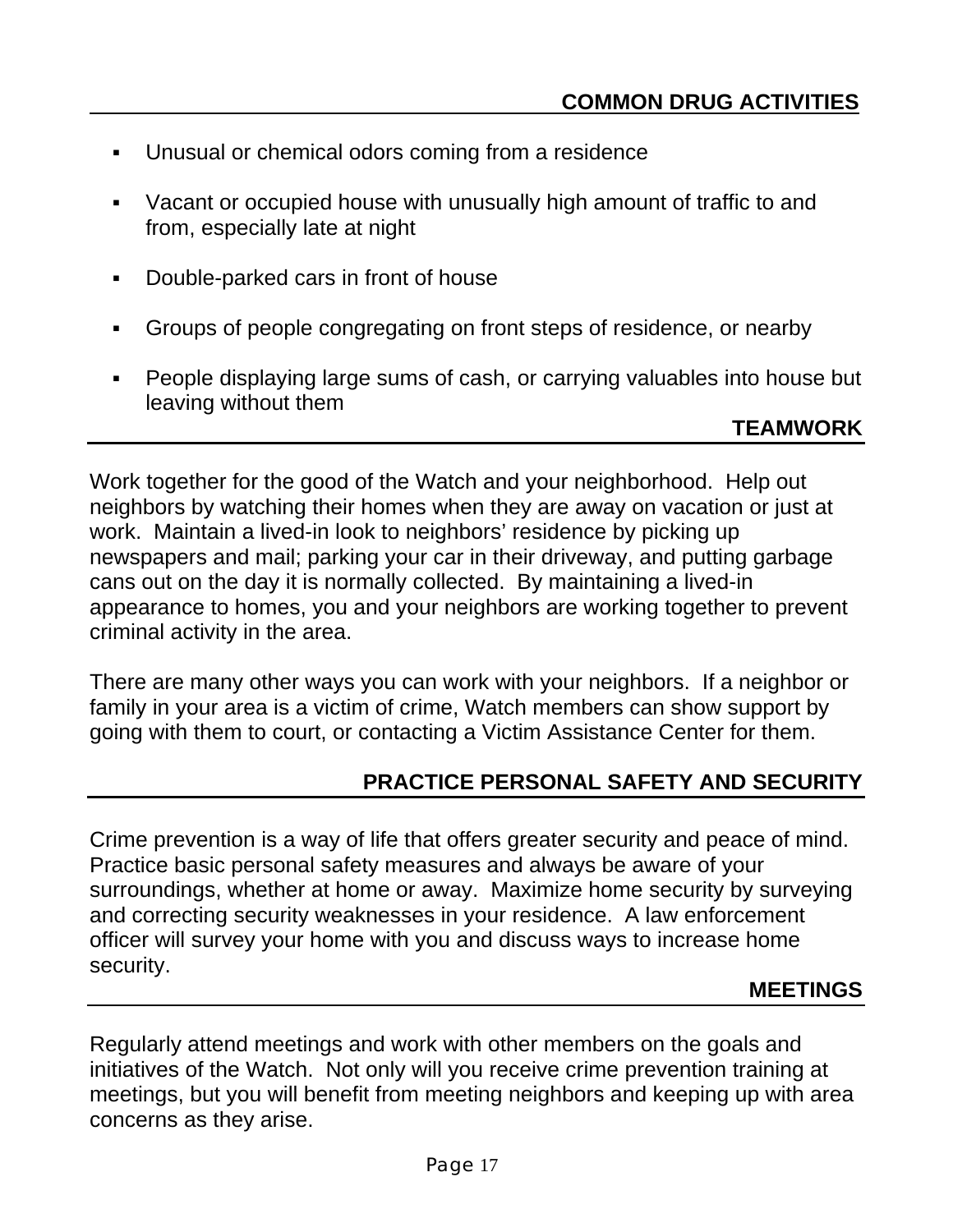## COMMON DRUG ACTIVITIES

- Unusual or chemical odors coming from a residence
- Vacant or occupied house with unusually high amount of traffic to and from, especially late at night
- Double-parked cars in front of house
- Groups of people congregating on front steps of residence, or nearby
- People displaying large sums of cash, or carrying valuables into house but leaving without them

## TEAMWORK

Work together for the good of the Watch and your neighborhood. Help out neighbors by watching their homes when they are away on vacation or just at work. Maintain a lived-in look to neighbors' residence by picking up newspapers and mail; parking your car in their driveway, and putting garbage cans out on the day it is normally collected. By maintaining a lived-in appearance to homes, you and your neighbors are working together to prevent criminal activity in the area.

There are many other ways you can work with your neighbors. If a neighbor or family in your area is a victim of crime, Watch members can show support by going with them to court, or contacting a Victim Assistance Center for them.

## PRACTICE PERSONAL SAFETY AND SECURITY

Crime prevention is a way of life that offers greater security and peace of mind. Practice basic personal safety measures and always be aware of your surroundings, whether at home or away. Maximize home security by surveying and correcting security weaknesses in your residence. A law enforcement officer will survey your home with you and discuss ways to increase home security.

## MEETINGS

Regularly attend meetings and work with other members on the goals and initiatives of the Watch. Not only will you receive crime prevention training at meetings, but you will benefit from meeting neighbors and keeping up with area concerns as they arise.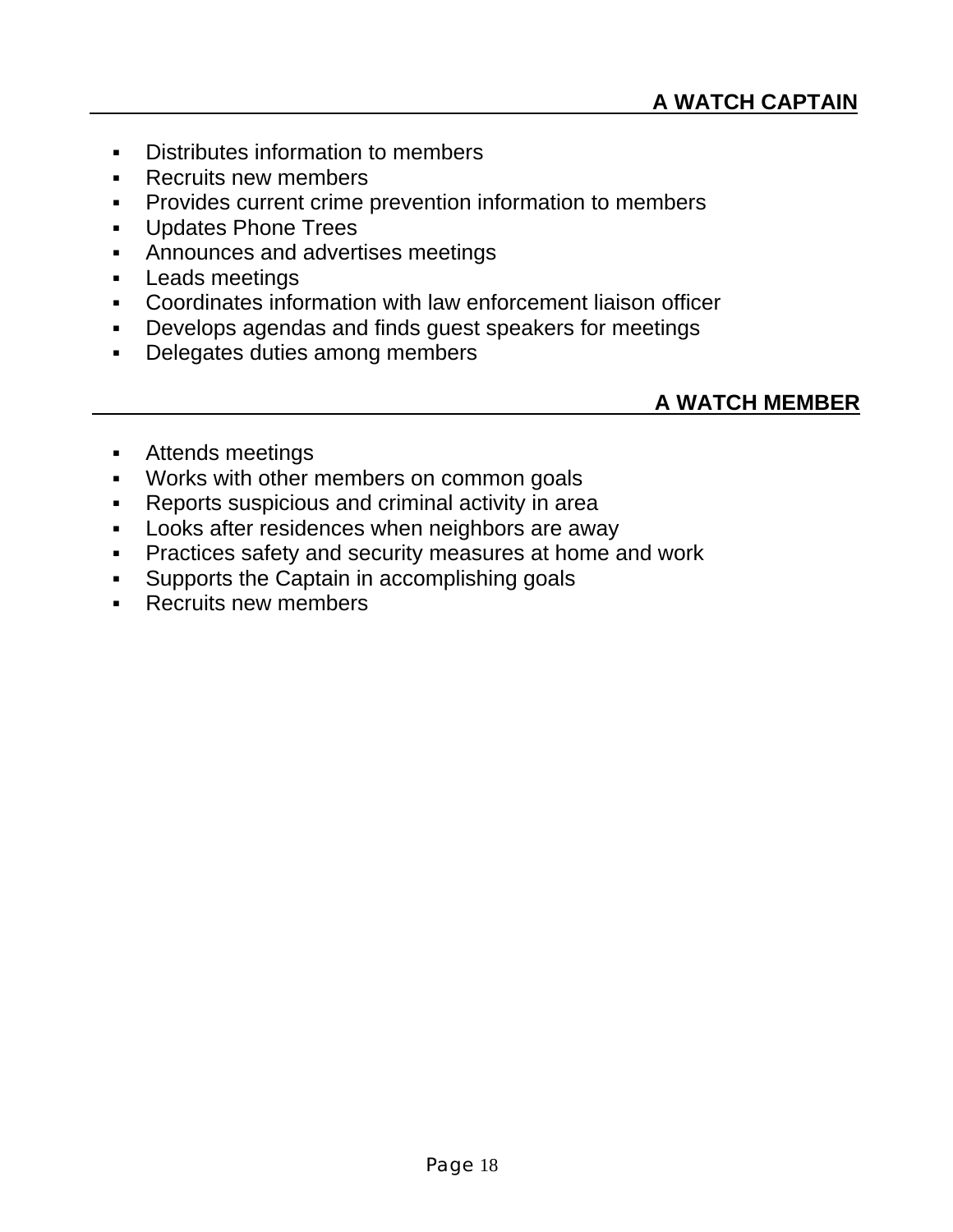## A WATCH CAPTAIN

- Distributes information to members
- Recruits new members
- Provides current crime prevention information to members
- Updates Phone Trees
- Announces and advertises meetings
- Leads meetings
- Coordinates information with law enforcement liaison officer
- Develops agendas and finds guest speakers for meetings
- Delegates duties among members

## A WATCH MEMBER

- Attends meetings
- Works with other members on common goals
- Reports suspicious and criminal activity in area
- Looks after residences when neighbors are away
- Practices safety and security measures at home and work
- Supports the Captain in accomplishing goals
- Recruits new members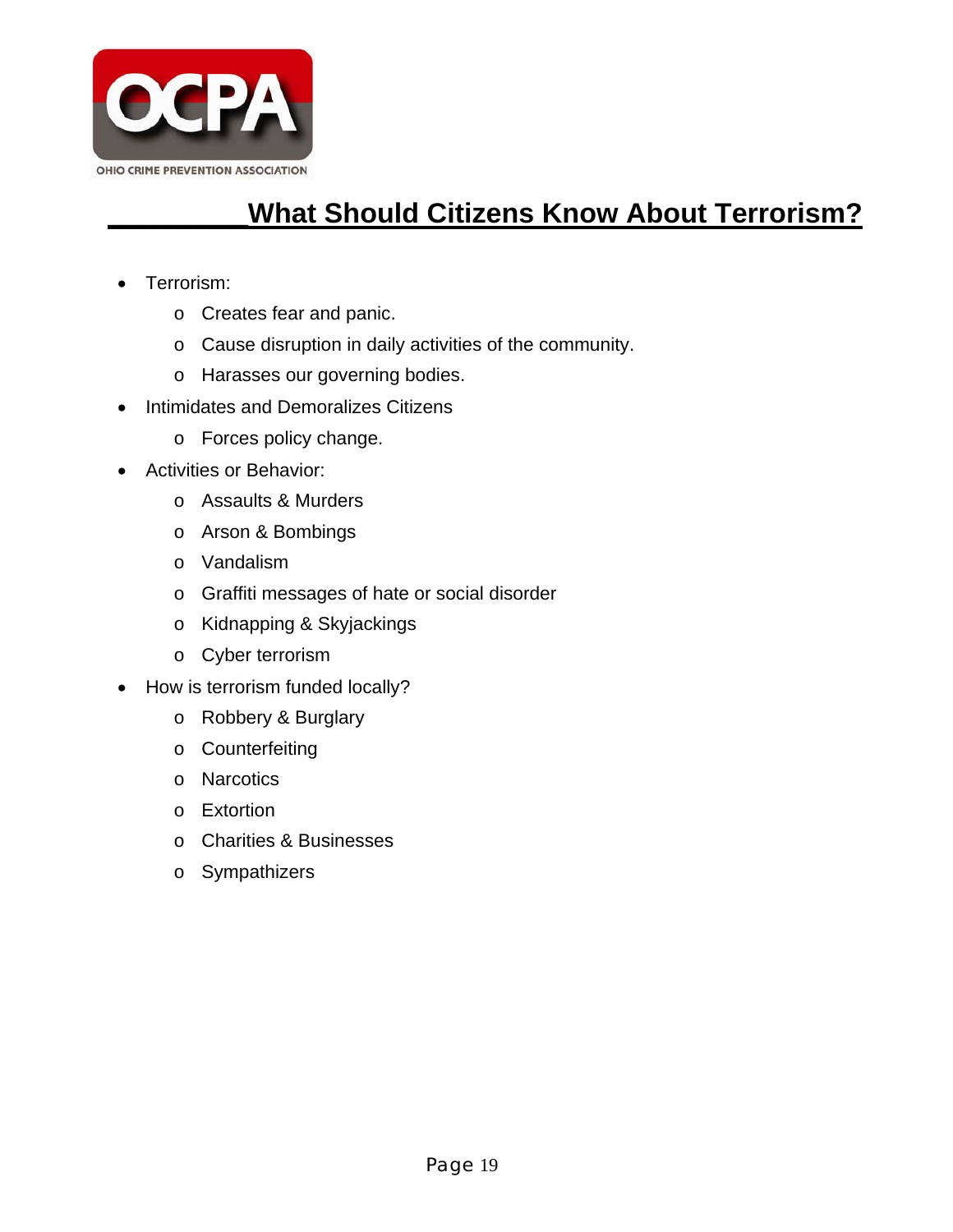OHIO CRIME PREVENTION ASSOCIATION

# What Should Citizens Know About Terrorism?

- Terrorism:
  - Creates fear and panic.
  - Cause disruption in daily activities of the community.
  - Harasses our governing bodies.
- Intimidates and Demoralizes Citizens
  - Forces policy change.
- Activities or Behavior:
  - Assaults & Murders
  - Arson & Bombings
  - Vandalism
  - Graffiti messages of hate or social disorder
  - Kidnapping & Skyjackings
  - Cyber terrorism
- How is terrorism funded locally?
  - Robbery & Burglary
  - Counterfeiting
  - Narcotics
  - Extortion
  - Charities & Businesses
  - Sympathizers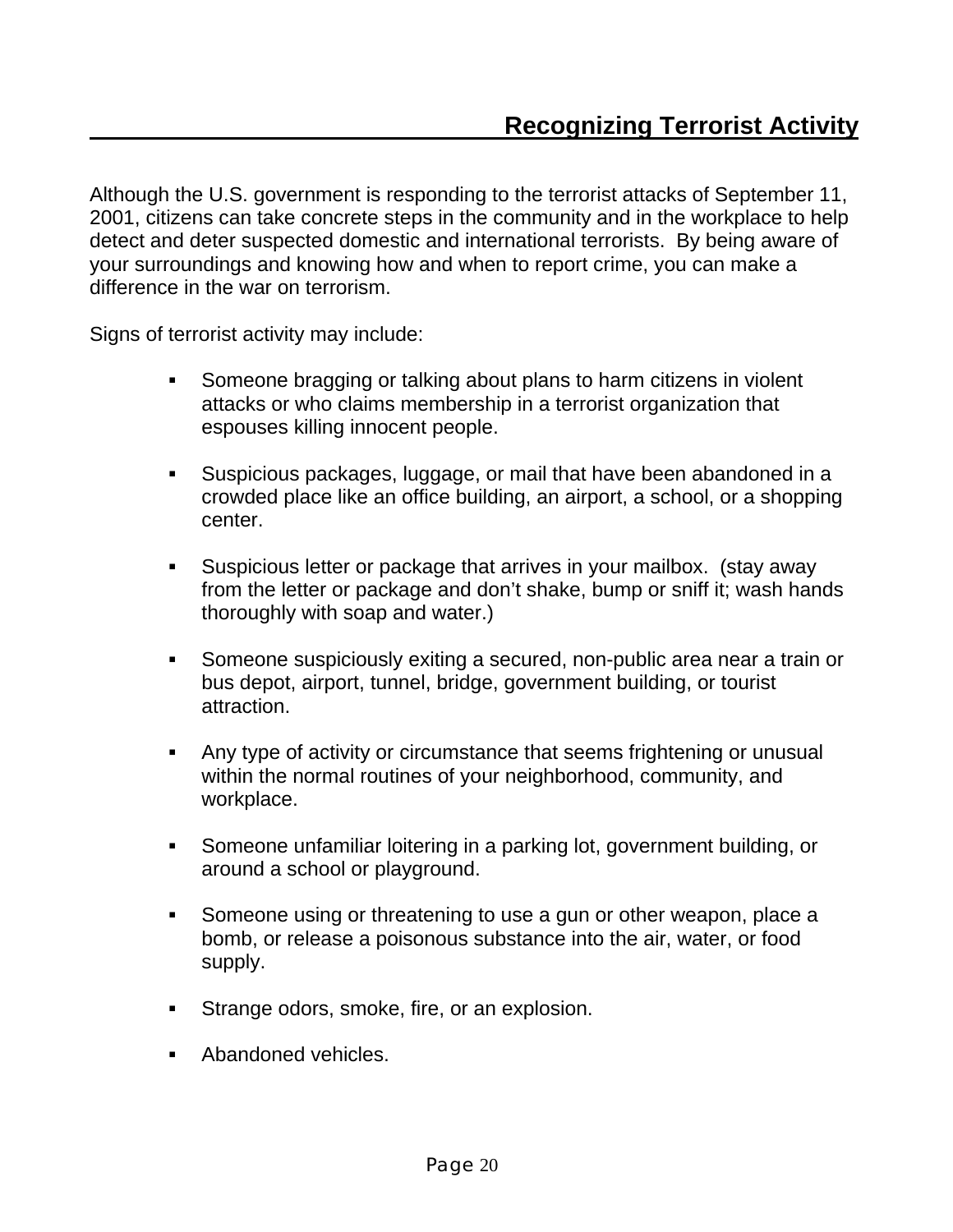## Recognizing Terrorist Activity

Although the U.S. government is responding to the terrorist attacks of September 11, 2001, citizens can take concrete steps in the community and in the workplace to help detect and deter suspected domestic and international terrorists. By being aware of your surroundings and knowing how and when to report crime, you can make a difference in the war on terrorism.

Signs of terrorist activity may include:

- Someone bragging or talking about plans to harm citizens in violent attacks or who claims membership in a terrorist organization that espouses killing innocent people.
- Suspicious packages, luggage, or mail that have been abandoned in a crowded place like an office building, an airport, a school, or a shopping center.
- Suspicious letter or package that arrives in your mailbox. (stay away from the letter or package and don't shake, bump or sniff it; wash hands thoroughly with soap and water.)
- Someone suspiciously exiting a secured, non-public area near a train or bus depot, airport, tunnel, bridge, government building, or tourist attraction.
- Any type of activity or circumstance that seems frightening or unusual within the normal routines of your neighborhood, community, and workplace.
- Someone unfamiliar loitering in a parking lot, government building, or around a school or playground.
- Someone using or threatening to use a gun or other weapon, place a bomb, or release a poisonous substance into the air, water, or food supply.
- Strange odors, smoke, fire, or an explosion.
- Abandoned vehicles.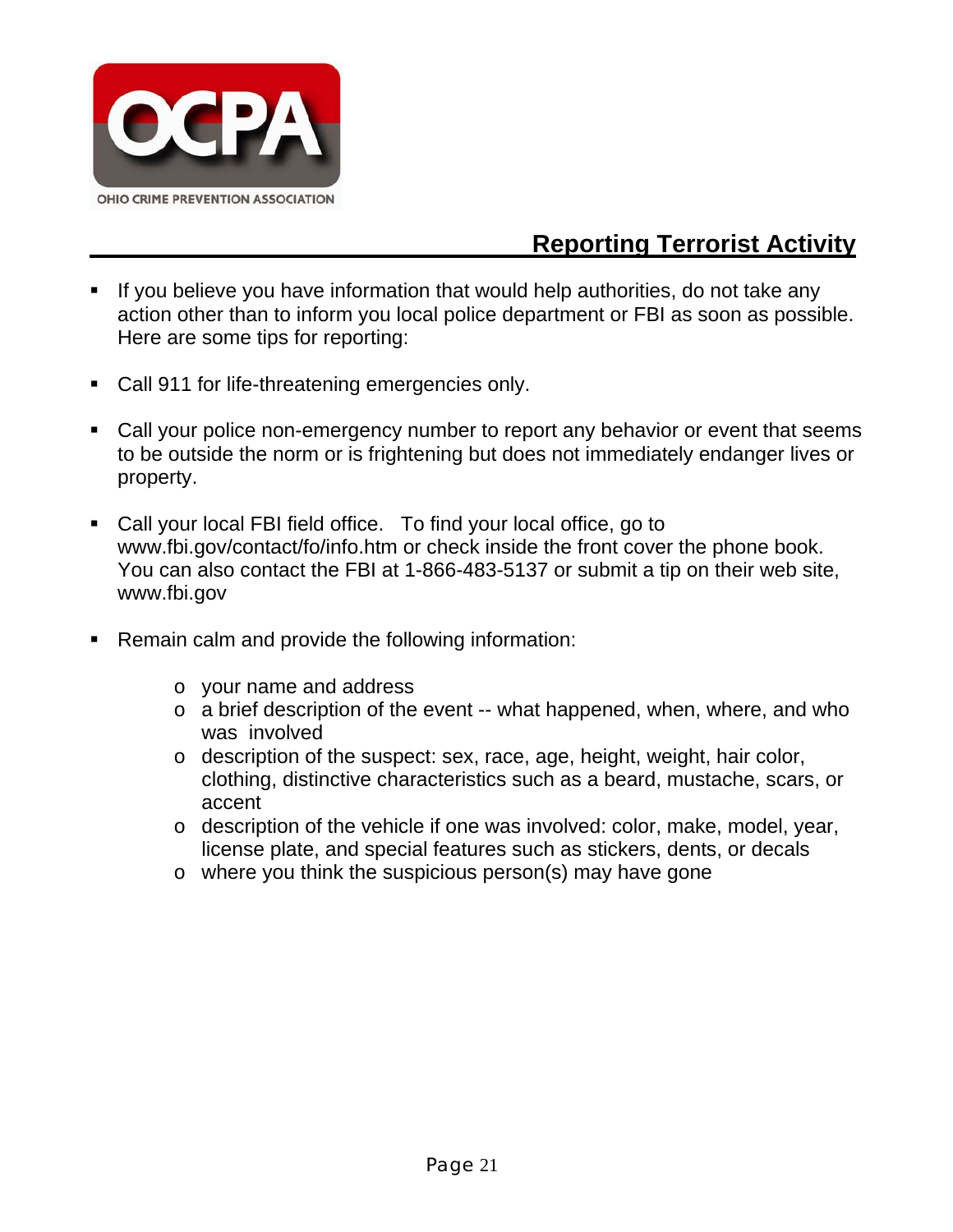## Reporting Terrorist Activity

- If you believe you have information that would help authorities, do not take any action other than to inform you local police department or FBI as soon as possible. Here are some tips for reporting:

- Call 911 for life-threatening emergencies only.

- Call your police non-emergency number to report any behavior or event that seems to be outside the norm or is frightening but does not immediately endanger lives or property.

- Call your local FBI field office. To find your local office, go to www.fbi.gov/contact/fo/info.htm or check inside the front cover the phone book. You can also contact the FBI at 1-866-483-5137 or submit a tip on their web site, www.fbi.gov

- Remain calm and provide the following information:

  - your name and address
  - a brief description of the event -- what happened, when, where, and who was involved
  - description of the suspect: sex, race, age, height, weight, hair color, clothing, distinctive characteristics such as a beard, mustache, scars, or accent
  - description of the vehicle if one was involved: color, make, model, year, license plate, and special features such as stickers, dents, or decals
  - where you think the suspicious person(s) may have gone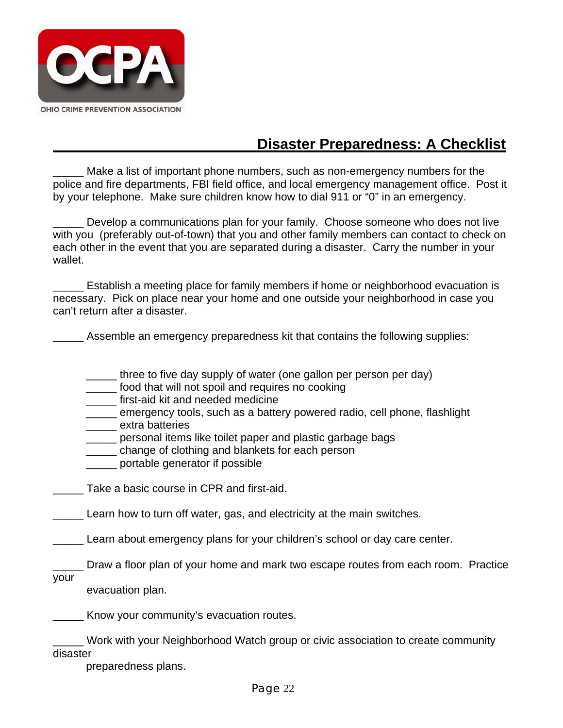OHIO CRIME PREVENTION ASSOCIATION

# Disaster Preparedness: A Checklist

_____ Make a list of important phone numbers, such as non-emergency numbers for the police and fire departments, FBI field office, and local emergency management office. Post it by your telephone. Make sure children know how to dial 911 or "0" in an emergency.

_____ Develop a communications plan for your family. Choose someone who does not live with you (preferably out-of-town) that you and other family members can contact to check on each other in the event that you are separated during a disaster. Carry the number in your wallet.

_____ Establish a meeting place for family members if home or neighborhood evacuation is necessary. Pick on place near your home and one outside your neighborhood in case you can't return after a disaster.

_____ Assemble an emergency preparedness kit that contains the following supplies:

- _____ three to five day supply of water (one gallon per person per day)
- _____ food that will not spoil and requires no cooking
- _____ first-aid kit and needed medicine
- _____ emergency tools, such as a battery powered radio, cell phone, flashlight
- _____ extra batteries
- _____ personal items like toilet paper and plastic garbage bags
- _____ change of clothing and blankets for each person
- _____ portable generator if possible

_____ Take a basic course in CPR and first-aid.

_____ Learn how to turn off water, gas, and electricity at the main switches.

_____ Learn about emergency plans for your children's school or day care center.

_____ Draw a floor plan of your home and mark two escape routes from each room. Practice your evacuation plan.

_____ Know your community's evacuation routes.

_____ Work with your Neighborhood Watch group or civic association to create community disaster preparedness plans.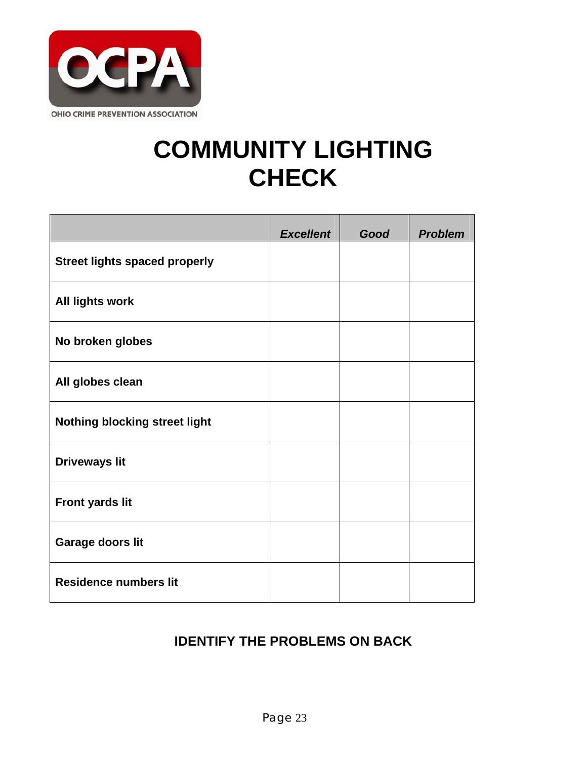OCPA

OHIO CRIME PREVENTION ASSOCIATION

# COMMUNITY LIGHTING CHECK

| | *Excellent* | *Good* | *Problem* |
|---|---|---|---|
| **Street lights spaced properly** | | | |
| **All lights work** | | | |
| **No broken globes** | | | |
| **All globes clean** | | | |
| **Nothing blocking street light** | | | |
| **Driveways lit** | | | |
| **Front yards lit** | | | |
| **Garage doors lit** | | | |
| **Residence numbers lit** | | | |

**IDENTIFY THE PROBLEMS ON BACK**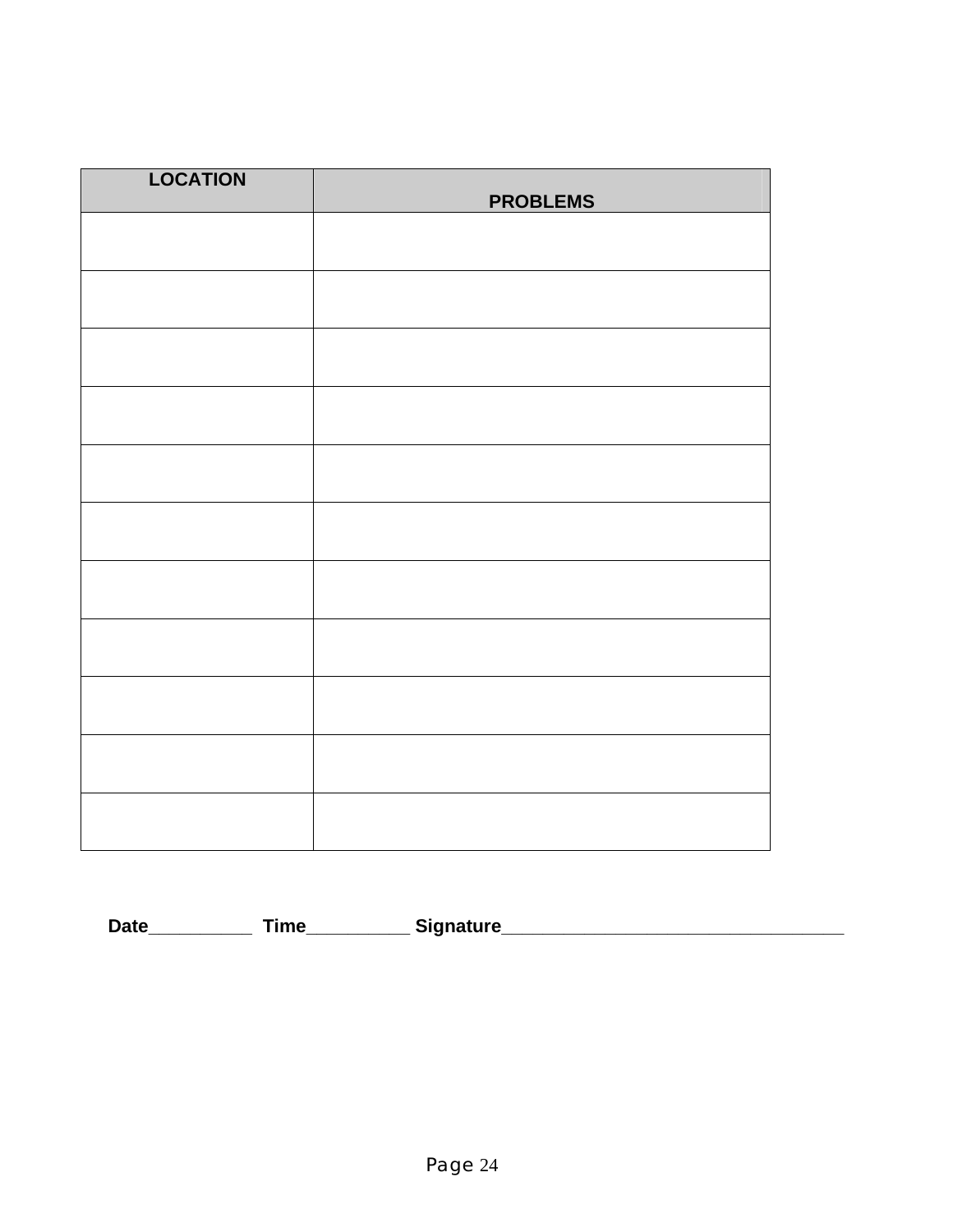| LOCATION | PROBLEMS |
| --- | --- |
| | |
| | |
| | |
| | |
| | |
| | |
| | |
| | |
| | |
| | |
| | |

**Date__________ Time__________ Signature__________________________________**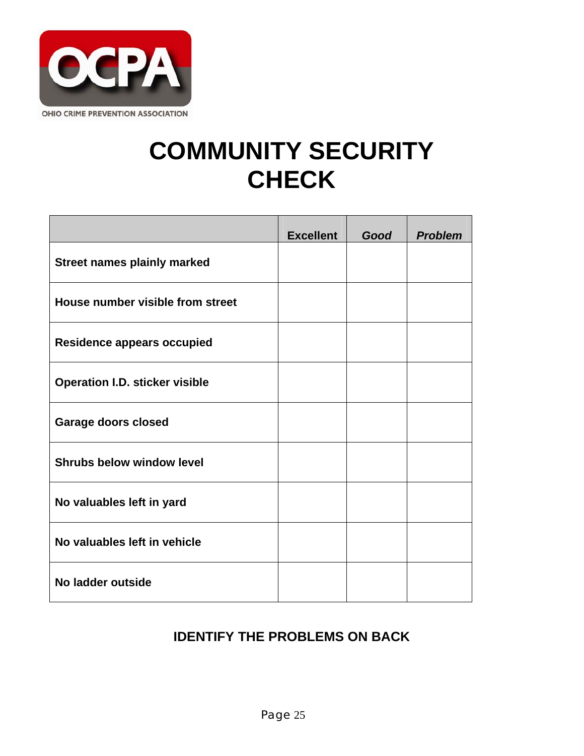OCPA

OHIO CRIME PREVENTION ASSOCIATION

# COMMUNITY SECURITY CHECK

| | **Excellent** | ***Good*** | ***Problem*** |
|---|---|---|---|
| **Street names plainly marked** | | | |
| **House number visible from street** | | | |
| **Residence appears occupied** | | | |
| **Operation I.D. sticker visible** | | | |
| **Garage doors closed** | | | |
| **Shrubs below window level** | | | |
| **No valuables left in yard** | | | |
| **No valuables left in vehicle** | | | |
| **No ladder outside** | | | |

**IDENTIFY THE PROBLEMS ON BACK**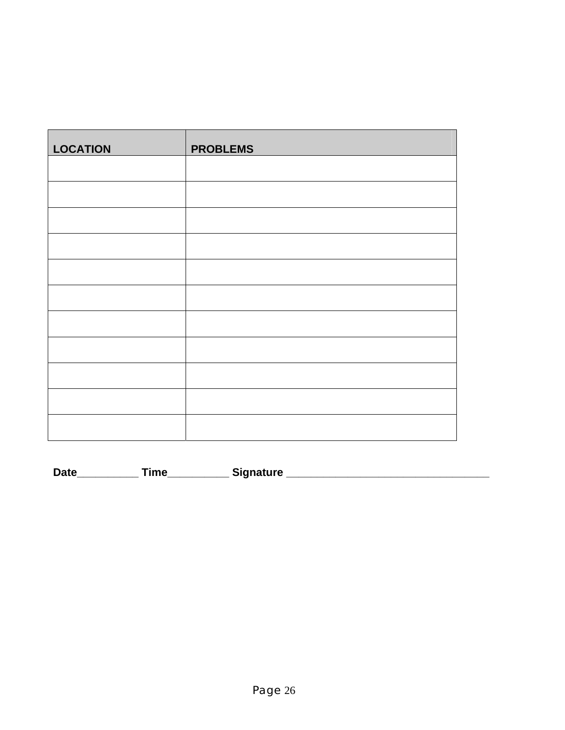| LOCATION | PROBLEMS |
|---|---|
| | |
| | |
| | |
| | |
| | |
| | |
| | |
| | |
| | |
| | |
| | |

**Date__________ Time__________ Signature _________________________________**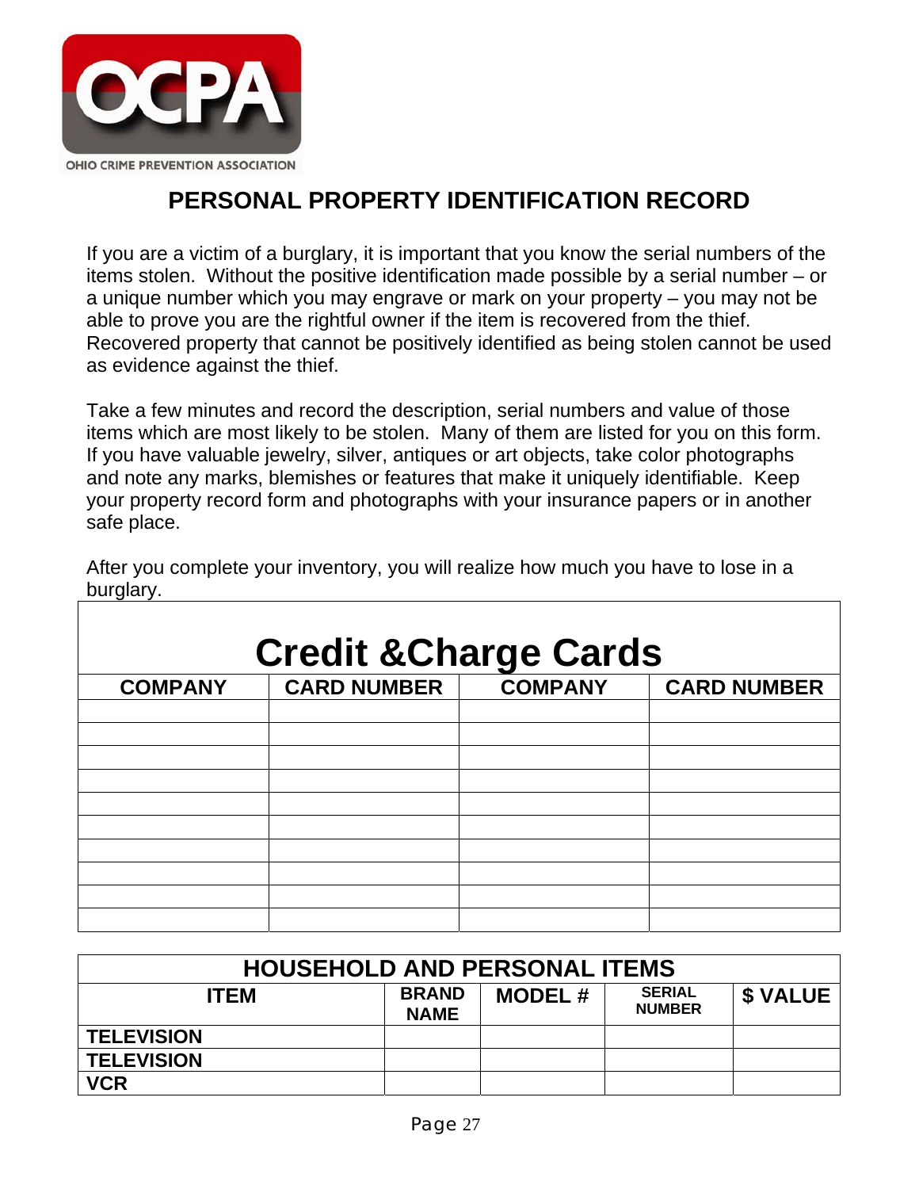OHIO CRIME PREVENTION ASSOCIATION

# PERSONAL PROPERTY IDENTIFICATION RECORD

If you are a victim of a burglary, it is important that you know the serial numbers of the items stolen. Without the positive identification made possible by a serial number – or a unique number which you may engrave or mark on your property – you may not be able to prove you are the rightful owner if the item is recovered from the thief. Recovered property that cannot be positively identified as being stolen cannot be used as evidence against the thief.

Take a few minutes and record the description, serial numbers and value of those items which are most likely to be stolen. Many of them are listed for you on this form. If you have valuable jewelry, silver, antiques or art objects, take color photographs and note any marks, blemishes or features that make it uniquely identifiable. Keep your property record form and photographs with your insurance papers or in another safe place.

After you complete your inventory, you will realize how much you have to lose in a burglary.

## Credit &Charge Cards

| COMPANY | CARD NUMBER | COMPANY | CARD NUMBER |
|---|---|---|---|
| | | | |
| | | | |
| | | | |
| | | | |
| | | | |
| | | | |
| | | | |
| | | | |
| | | | |
| | | | |

## HOUSEHOLD AND PERSONAL ITEMS

| ITEM | BRAND NAME | MODEL # | SERIAL NUMBER | $ VALUE |
|---|---|---|---|---|
| **TELEVISION** | | | | |
| **TELEVISION** | | | | |
| **VCR** | | | | |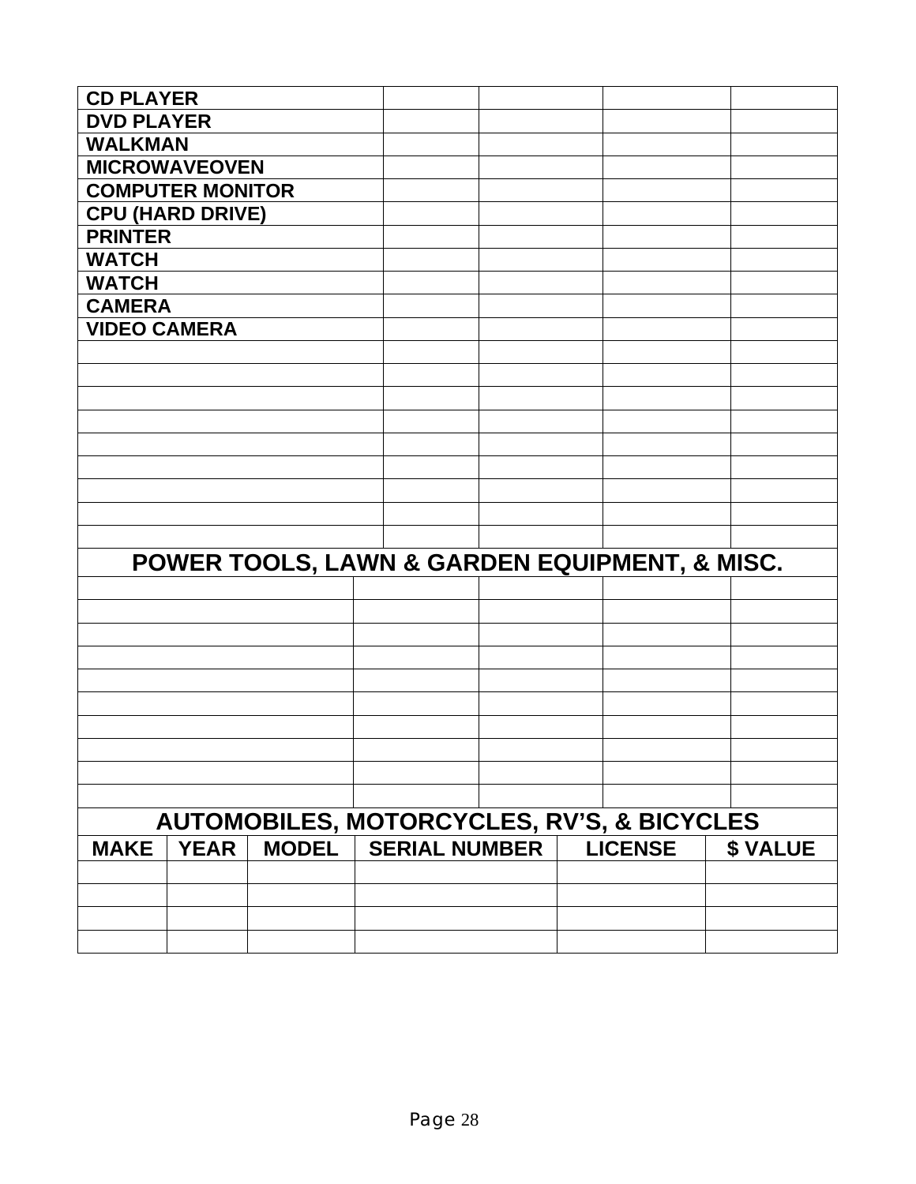| | | | | |
|---|---|---|---|---|
| **CD PLAYER** | | | | |
| **DVD PLAYER** | | | | |
| **WALKMAN** | | | | |
| **MICROWAVEOVEN** | | | | |
| **COMPUTER MONITOR** | | | | |
| **CPU (HARD DRIVE)** | | | | |
| **PRINTER** | | | | |
| **WATCH** | | | | |
| **WATCH** | | | | |
| **CAMERA** | | | | |
| **VIDEO CAMERA** | | | | |
| | | | | |
| | | | | |
| | | | | |
| | | | | |
| | | | | |
| | | | | |
| | | | | |
| | | | | |
| | | | | |

## POWER TOOLS, LAWN & GARDEN EQUIPMENT, & MISC.

| | | | | |
|---|---|---|---|---|
| | | | | |
| | | | | |
| | | | | |
| | | | | |
| | | | | |
| | | | | |
| | | | | |
| | | | | |
| | | | | |
| | | | | |

## AUTOMOBILES, MOTORCYCLES, RV'S, & BICYCLES

| MAKE | YEAR | MODEL | SERIAL NUMBER | LICENSE | $ VALUE |
|---|---|---|---|---|---|
| | | | | | |
| | | | | | |
| | | | | | |
| | | | | | |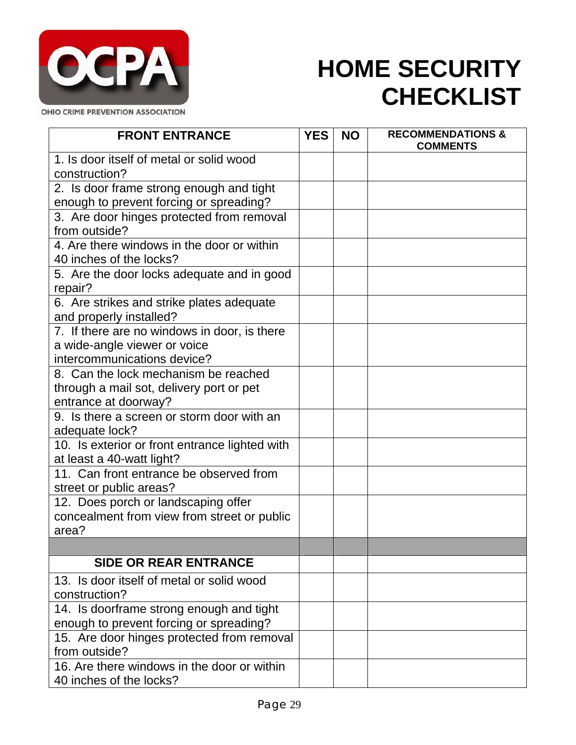OHIO CRIME PREVENTION ASSOCIATION

# HOME SECURITY CHECKLIST

| FRONT ENTRANCE | YES | NO | RECOMMENDATIONS & COMMENTS |
|---|---|---|---|
| 1. Is door itself of metal or solid wood construction? | | | |
| 2. Is door frame strong enough and tight enough to prevent forcing or spreading? | | | |
| 3. Are door hinges protected from removal from outside? | | | |
| 4. Are there windows in the door or within 40 inches of the locks? | | | |
| 5. Are the door locks adequate and in good repair? | | | |
| 6. Are strikes and strike plates adequate and properly installed? | | | |
| 7. If there are no windows in door, is there a wide-angle viewer or voice intercommunications device? | | | |
| 8. Can the lock mechanism be reached through a mail sot, delivery port or pet entrance at doorway? | | | |
| 9. Is there a screen or storm door with an adequate lock? | | | |
| 10. Is exterior or front entrance lighted with at least a 40-watt light? | | | |
| 11. Can front entrance be observed from street or public areas? | | | |
| 12. Does porch or landscaping offer concealment from view from street or public area? | | | |
| | | | |
| **SIDE OR REAR ENTRANCE** | | | |
| 13. Is door itself of metal or solid wood construction? | | | |
| 14. Is doorframe strong enough and tight enough to prevent forcing or spreading? | | | |
| 15. Are door hinges protected from removal from outside? | | | |
| 16. Are there windows in the door or within 40 inches of the locks? | | | |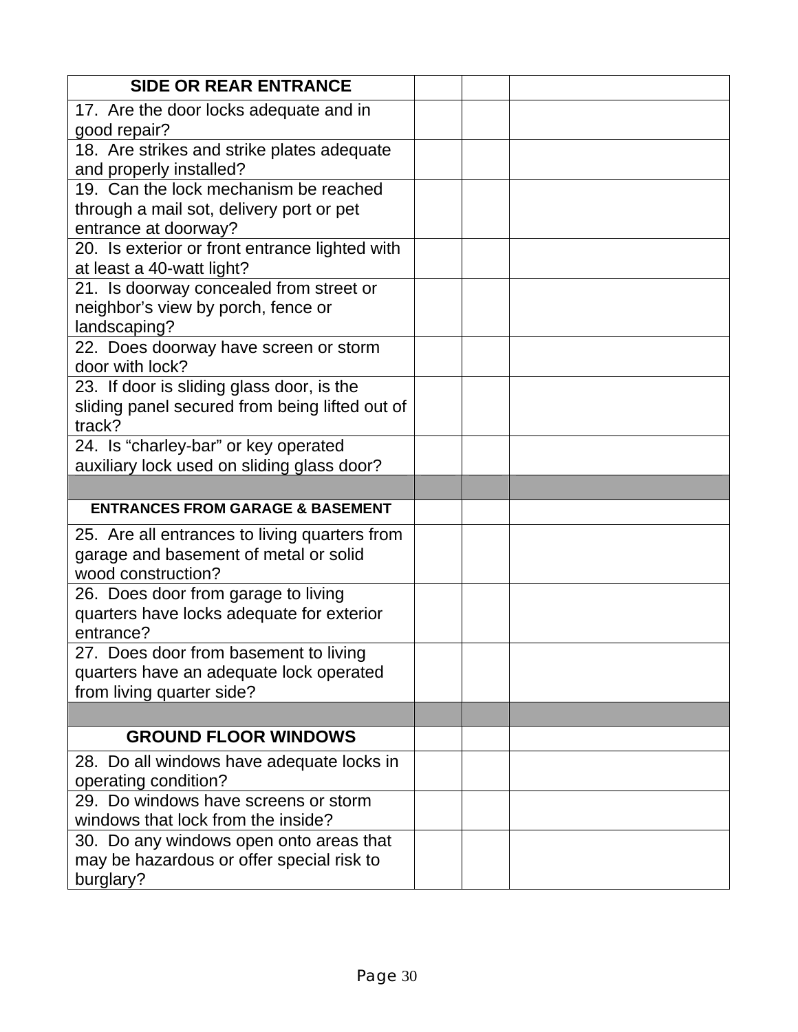| SIDE OR REAR ENTRANCE | | | |
|---|---|---|---|
| 17. Are the door locks adequate and in good repair? | | | |
| 18. Are strikes and strike plates adequate and properly installed? | | | |
| 19. Can the lock mechanism be reached through a mail sot, delivery port or pet entrance at doorway? | | | |
| 20. Is exterior or front entrance lighted with at least a 40-watt light? | | | |
| 21. Is doorway concealed from street or neighbor's view by porch, fence or landscaping? | | | |
| 22. Does doorway have screen or storm door with lock? | | | |
| 23. If door is sliding glass door, is the sliding panel secured from being lifted out of track? | | | |
| 24. Is "charley-bar" or key operated auxiliary lock used on sliding glass door? | | | |
| | | | |
| ENTRANCES FROM GARAGE & BASEMENT | | | |
| 25. Are all entrances to living quarters from garage and basement of metal or solid wood construction? | | | |
| 26. Does door from garage to living quarters have locks adequate for exterior entrance? | | | |
| 27. Does door from basement to living quarters have an adequate lock operated from living quarter side? | | | |
| | | | |
| GROUND FLOOR WINDOWS | | | |
| 28. Do all windows have adequate locks in operating condition? | | | |
| 29. Do windows have screens or storm windows that lock from the inside? | | | |
| 30. Do any windows open onto areas that may be hazardous or offer special risk to burglary? | | | |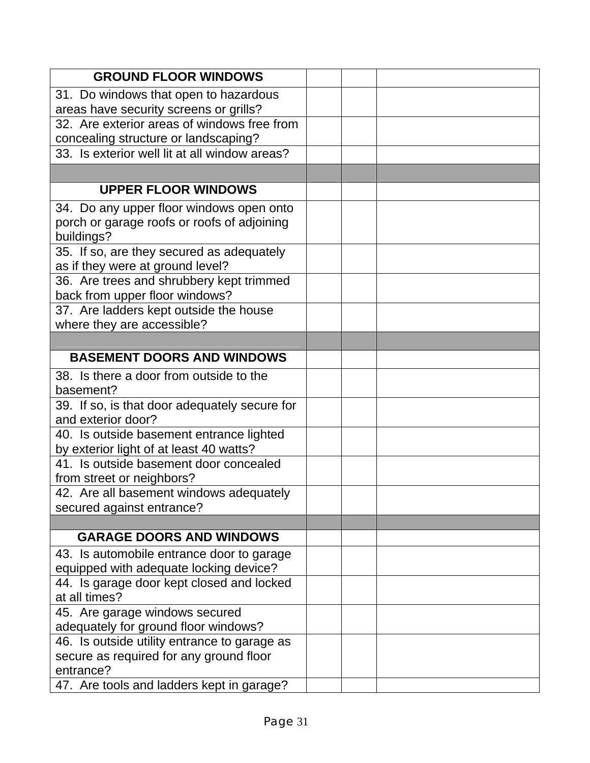| GROUND FLOOR WINDOWS | | | |
|---|---|---|---|
| 31. Do windows that open to hazardous areas have security screens or grills? | | | |
| 32. Are exterior areas of windows free from concealing structure or landscaping? | | | |
| 33. Is exterior well lit at all window areas? | | | |
| | | | |
| **UPPER FLOOR WINDOWS** | | | |
| 34. Do any upper floor windows open onto porch or garage roofs or roofs of adjoining buildings? | | | |
| 35. If so, are they secured as adequately as if they were at ground level? | | | |
| 36. Are trees and shrubbery kept trimmed back from upper floor windows? | | | |
| 37. Are ladders kept outside the house where they are accessible? | | | |
| | | | |
| **BASEMENT DOORS AND WINDOWS** | | | |
| 38. Is there a door from outside to the basement? | | | |
| 39. If so, is that door adequately secure for and exterior door? | | | |
| 40. Is outside basement entrance lighted by exterior light of at least 40 watts? | | | |
| 41. Is outside basement door concealed from street or neighbors? | | | |
| 42. Are all basement windows adequately secured against entrance? | | | |
| | | | |
| **GARAGE DOORS AND WINDOWS** | | | |
| 43. Is automobile entrance door to garage equipped with adequate locking device? | | | |
| 44. Is garage door kept closed and locked at all times? | | | |
| 45. Are garage windows secured adequately for ground floor windows? | | | |
| 46. Is outside utility entrance to garage as secure as required for any ground floor entrance? | | | |
| 47. Are tools and ladders kept in garage? | | | |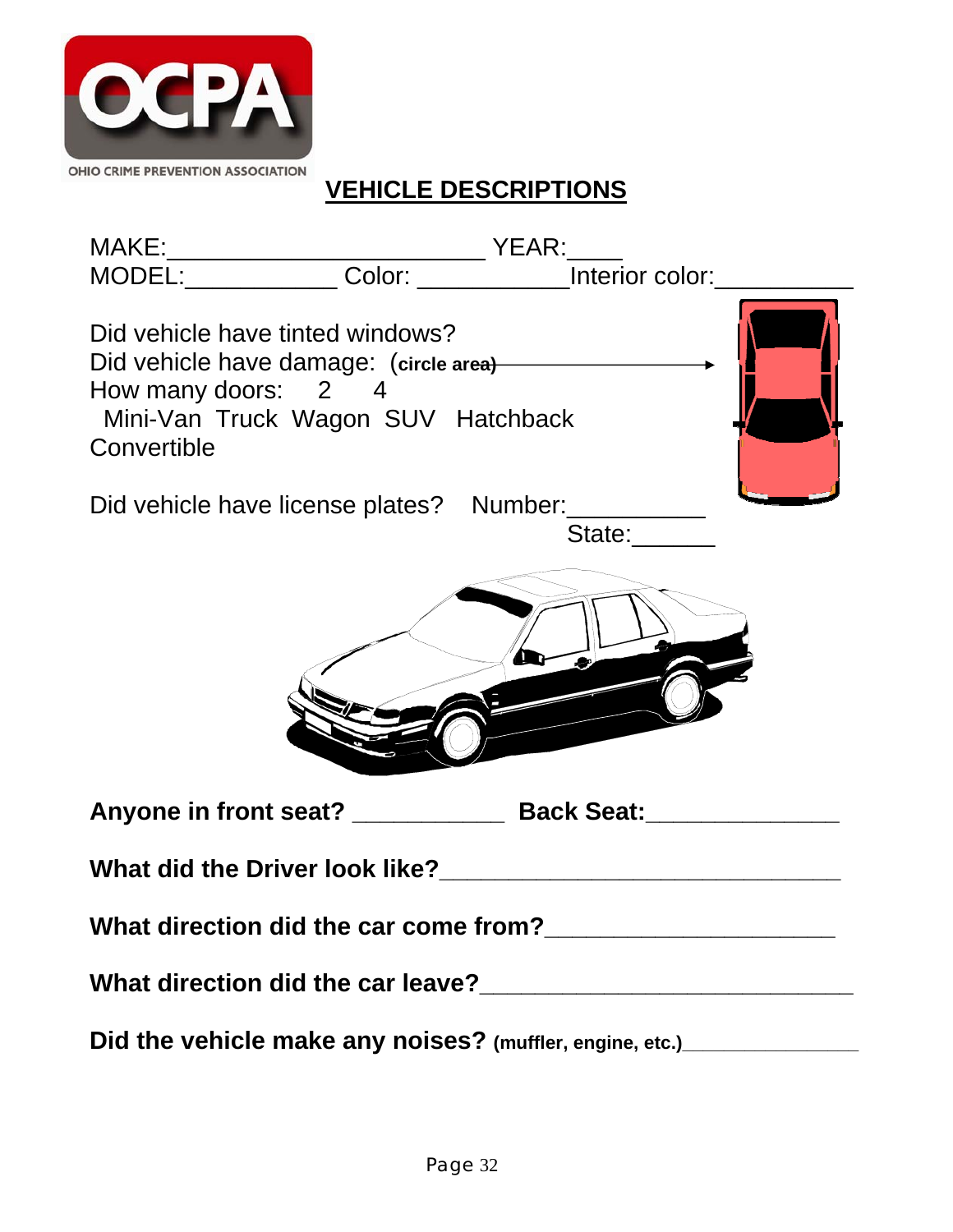OHIO CRIME PREVENTION ASSOCIATION

## VEHICLE DESCRIPTIONS

MAKE:______________________ YEAR:____
MODEL:___________ Color: ___________Interior color:__________

Did vehicle have tinted windows?
Did vehicle have damage: (**circle area**)
How many doors: 2 4
Mini-Van Truck Wagon SUV Hatchback
Convertible

Did vehicle have license plates? Number:__________
State:______

**Anyone in front seat? ___________ Back Seat:_____________**

**What did the Driver look like?_____________________________**

**What direction did the car come from?_____________________**

**What direction did the car leave?___________________________**

**Did the vehicle make any noises? (muffler, engine, etc.)_______________**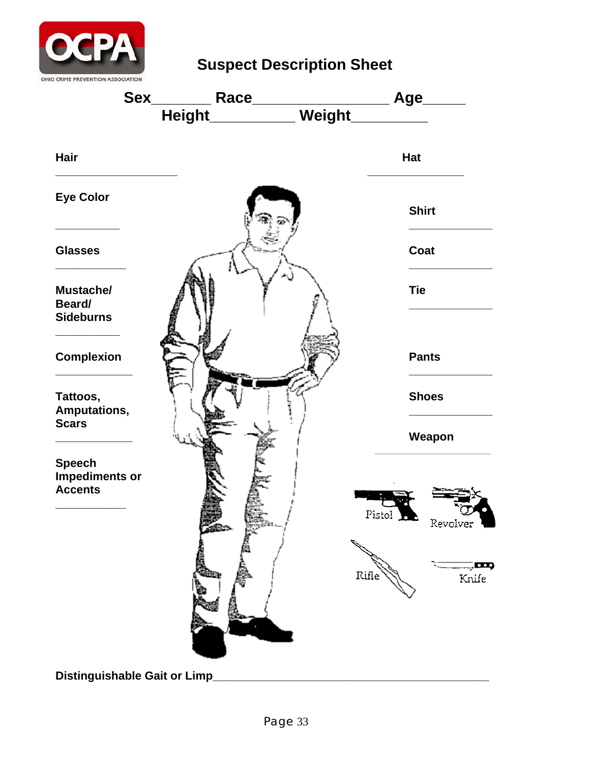# Suspect Description Sheet

**Sex**_______ **Race**________________ **Age**_____

**Height**__________ **Weight**_________

**Hair**

_____________________

**Eye Color**

___________

**Glasses**

____________

**Mustache/ Beard/ Sideburns**

___________

**Complexion**

_____________

**Tattoos, Amputations, Scars**

_____________

**Speech Impediments or Accents**

____________

**Hat**

________________

**Shirt**

______________

**Coat**

______________

**Tie**

______________

**Pants**

______________

**Shoes**

______________

**Weapon**

____________________

Pistol

Revolver

Rifle

Knife

**Distinguishable Gait or Limp**_______________________________________________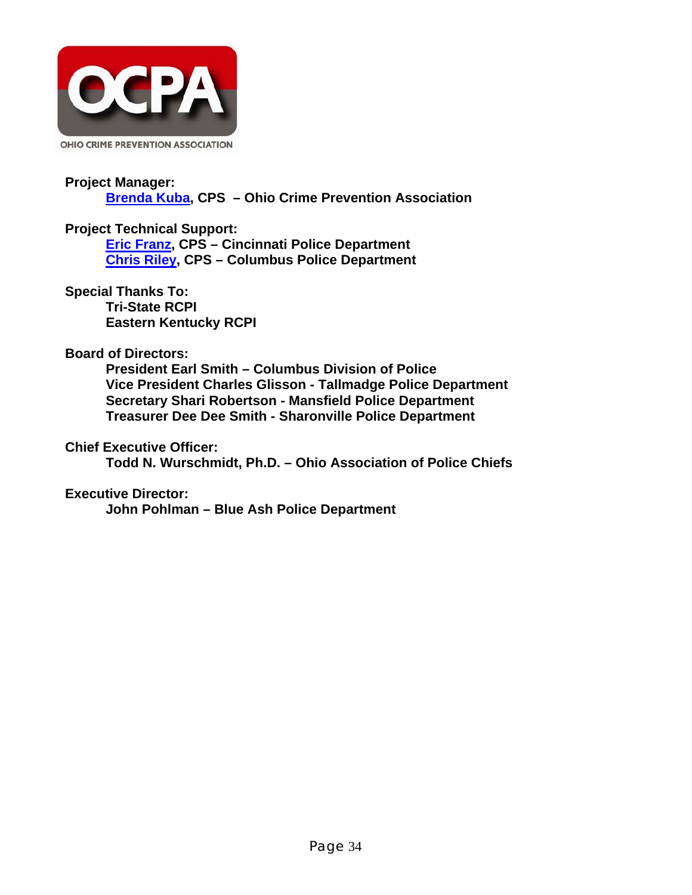OHIO CRIME PREVENTION ASSOCIATION

**Project Manager:**
**Brenda Kuba, CPS – Ohio Crime Prevention Association**

**Project Technical Support:**
**Eric Franz, CPS – Cincinnati Police Department**
**Chris Riley, CPS – Columbus Police Department**

**Special Thanks To:**
**Tri-State RCPI**
**Eastern Kentucky RCPI**

**Board of Directors:**
**President Earl Smith – Columbus Division of Police**
**Vice President Charles Glisson - Tallmadge Police Department**
**Secretary Shari Robertson - Mansfield Police Department**
**Treasurer Dee Dee Smith - Sharonville Police Department**

**Chief Executive Officer:**
**Todd N. Wurschmidt, Ph.D. – Ohio Association of Police Chiefs**

**Executive Director:**
**John Pohlman – Blue Ash Police Department**